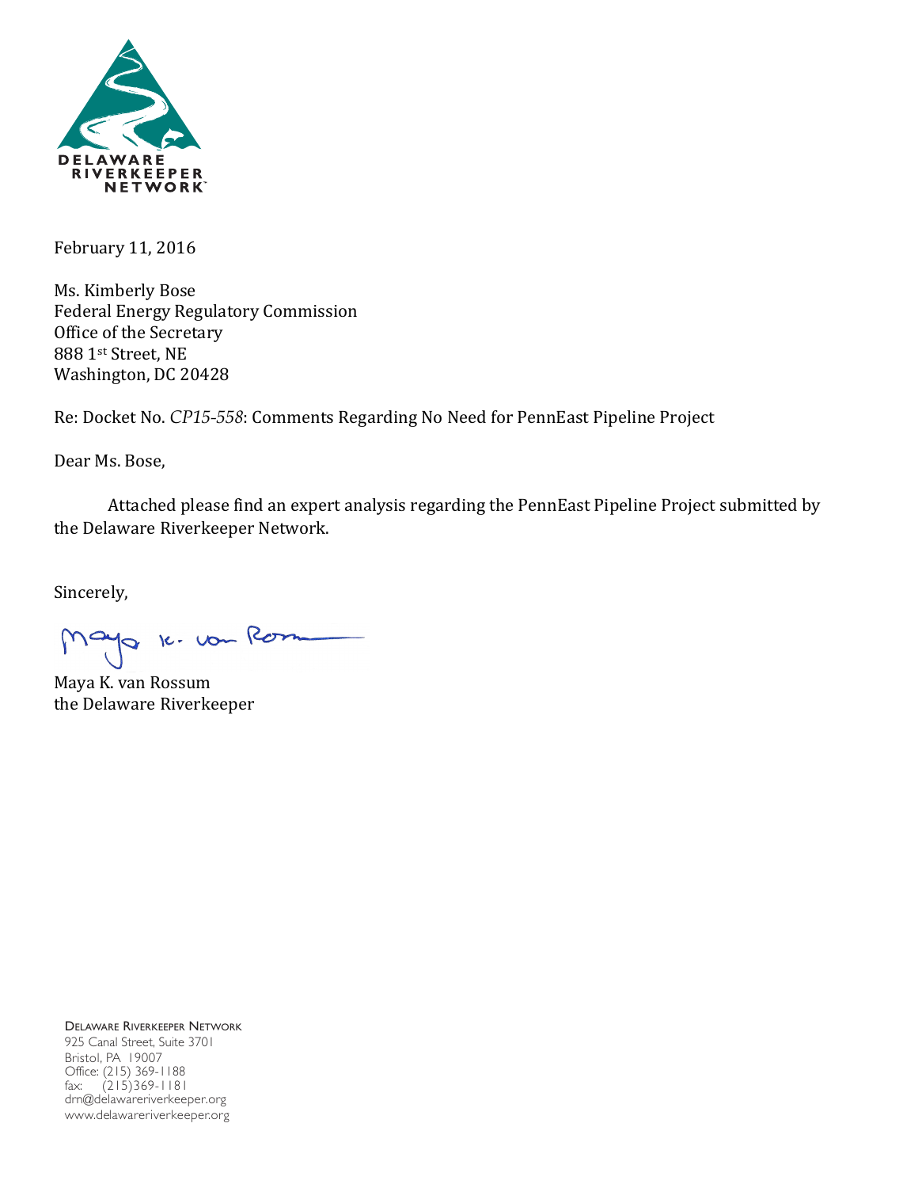DELAWARE RIVERKEEPER NETWORK

February 11, 2016

Ms. Kimberly Bose
Federal Energy Regulatory Commission
Office of the Secretary
888 1st Street, NE
Washington, DC 20428

Re: Docket No. *CP15-558*: Comments Regarding No Need for PennEast Pipeline Project

Dear Ms. Bose,

Attached please find an expert analysis regarding the PennEast Pipeline Project submitted by the Delaware Riverkeeper Network.

Sincerely,

Maya K. van Rossum
the Delaware Riverkeeper

Delaware Riverkeeper Network
925 Canal Street, Suite 3701
Bristol, PA 19007
Office: (215) 369-1188
fax: (215)369-1181
drn@delawareriverkeeper.org
www.delawareriverkeeper.org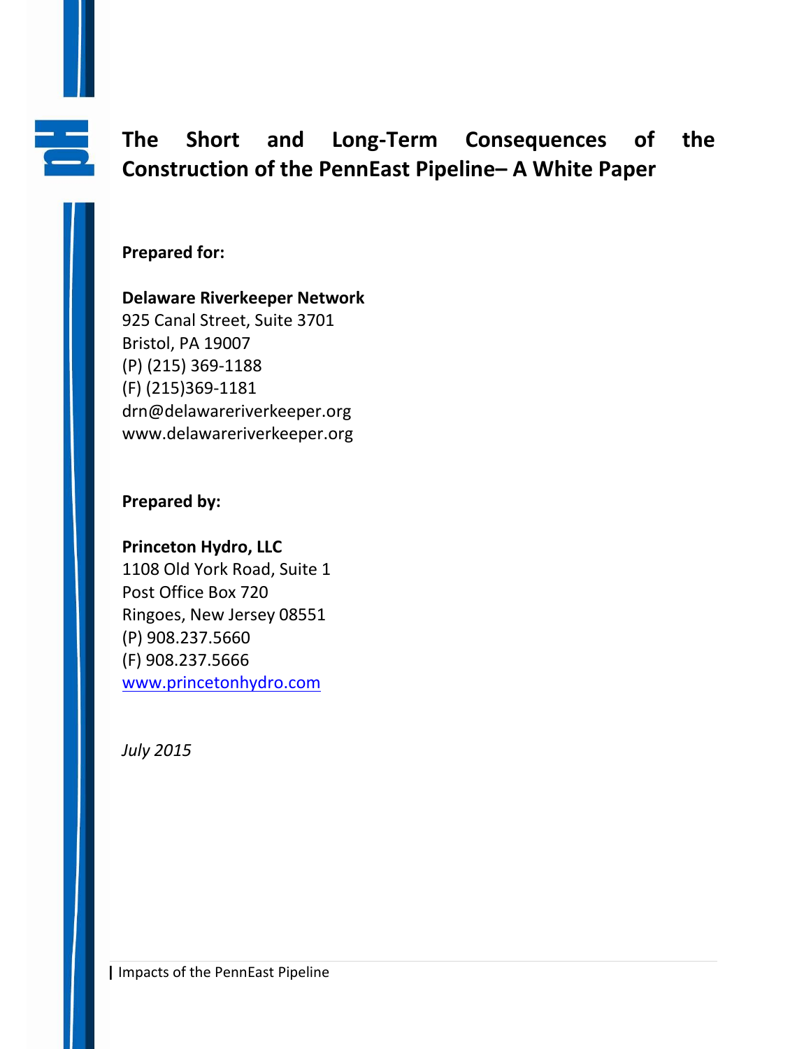# The Short and Long-Term Consequences of the Construction of the PennEast Pipeline– A White Paper

**Prepared for:**

**Delaware Riverkeeper Network**
925 Canal Street, Suite 3701
Bristol, PA 19007
(P) (215) 369-1188
(F) (215)369-1181
drn@delawareriverkeeper.org
www.delawareriverkeeper.org

**Prepared by:**

**Princeton Hydro, LLC**
1108 Old York Road, Suite 1
Post Office Box 720
Ringoes, New Jersey 08551
(P) 908.237.5660
(F) 908.237.5666
www.princetonhydro.com

*July 2015*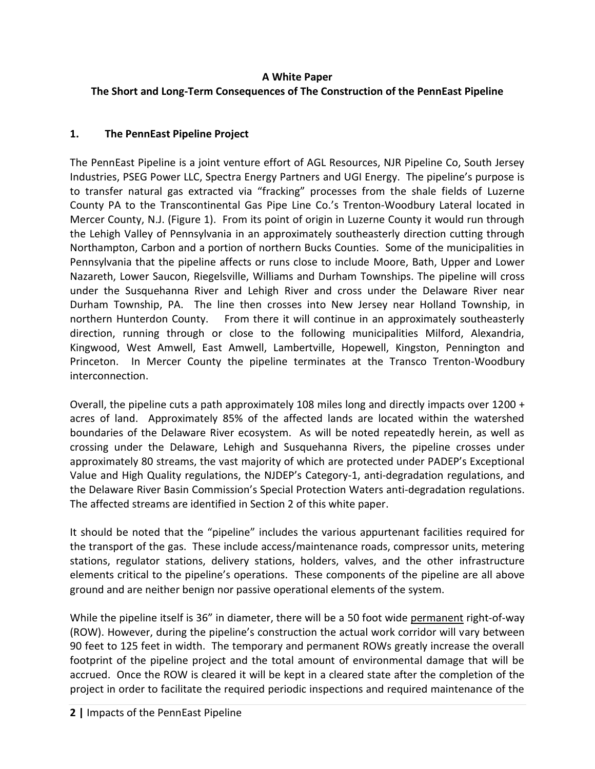**A White Paper**

**The Short and Long-Term Consequences of The Construction of the PennEast Pipeline**

## 1. The PennEast Pipeline Project

The PennEast Pipeline is a joint venture effort of AGL Resources, NJR Pipeline Co, South Jersey Industries, PSEG Power LLC, Spectra Energy Partners and UGI Energy. The pipeline's purpose is to transfer natural gas extracted via "fracking" processes from the shale fields of Luzerne County PA to the Transcontinental Gas Pipe Line Co.'s Trenton-Woodbury Lateral located in Mercer County, N.J. (Figure 1). From its point of origin in Luzerne County it would run through the Lehigh Valley of Pennsylvania in an approximately southeasterly direction cutting through Northampton, Carbon and a portion of northern Bucks Counties. Some of the municipalities in Pennsylvania that the pipeline affects or runs close to include Moore, Bath, Upper and Lower Nazareth, Lower Saucon, Riegelsville, Williams and Durham Townships. The pipeline will cross under the Susquehanna River and Lehigh River and cross under the Delaware River near Durham Township, PA. The line then crosses into New Jersey near Holland Township, in northern Hunterdon County. From there it will continue in an approximately southeasterly direction, running through or close to the following municipalities Milford, Alexandria, Kingwood, West Amwell, East Amwell, Lambertville, Hopewell, Kingston, Pennington and Princeton. In Mercer County the pipeline terminates at the Transco Trenton-Woodbury interconnection.

Overall, the pipeline cuts a path approximately 108 miles long and directly impacts over 1200 + acres of land. Approximately 85% of the affected lands are located within the watershed boundaries of the Delaware River ecosystem. As will be noted repeatedly herein, as well as crossing under the Delaware, Lehigh and Susquehanna Rivers, the pipeline crosses under approximately 80 streams, the vast majority of which are protected under PADEP's Exceptional Value and High Quality regulations, the NJDEP's Category-1, anti-degradation regulations, and the Delaware River Basin Commission's Special Protection Waters anti-degradation regulations. The affected streams are identified in Section 2 of this white paper.

It should be noted that the "pipeline" includes the various appurtenant facilities required for the transport of the gas. These include access/maintenance roads, compressor units, metering stations, regulator stations, delivery stations, holders, valves, and the other infrastructure elements critical to the pipeline's operations. These components of the pipeline are all above ground and are neither benign nor passive operational elements of the system.

While the pipeline itself is 36" in diameter, there will be a 50 foot wide <u>permanent</u> right-of-way (ROW). However, during the pipeline's construction the actual work corridor will vary between 90 feet to 125 feet in width. The temporary and permanent ROWs greatly increase the overall footprint of the pipeline project and the total amount of environmental damage that will be accrued. Once the ROW is cleared it will be kept in a cleared state after the completion of the project in order to facilitate the required periodic inspections and required maintenance of the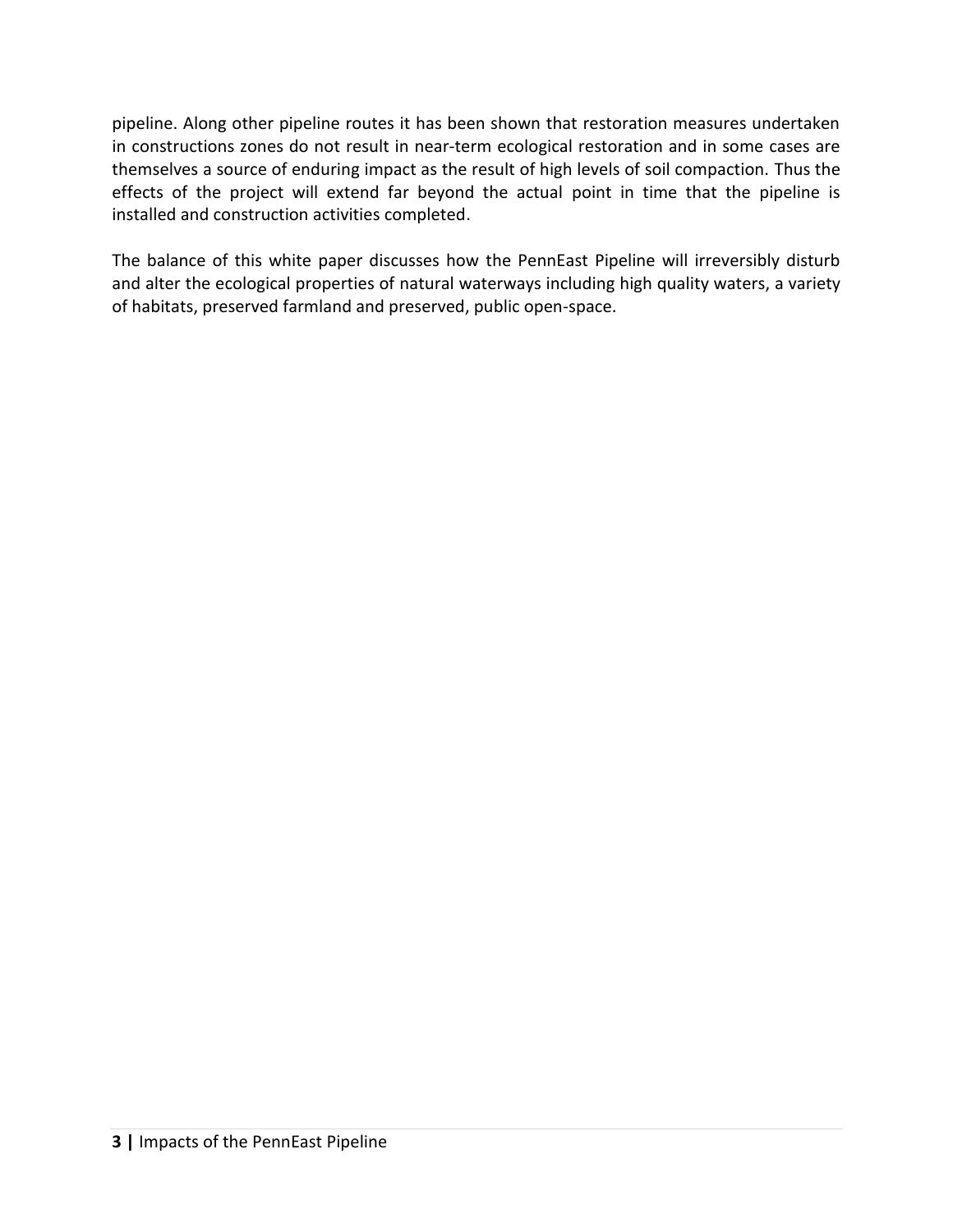pipeline. Along other pipeline routes it has been shown that restoration measures undertaken in constructions zones do not result in near-term ecological restoration and in some cases are themselves a source of enduring impact as the result of high levels of soil compaction. Thus the effects of the project will extend far beyond the actual point in time that the pipeline is installed and construction activities completed.

The balance of this white paper discusses how the PennEast Pipeline will irreversibly disturb and alter the ecological properties of natural waterways including high quality waters, a variety of habitats, preserved farmland and preserved, public open-space.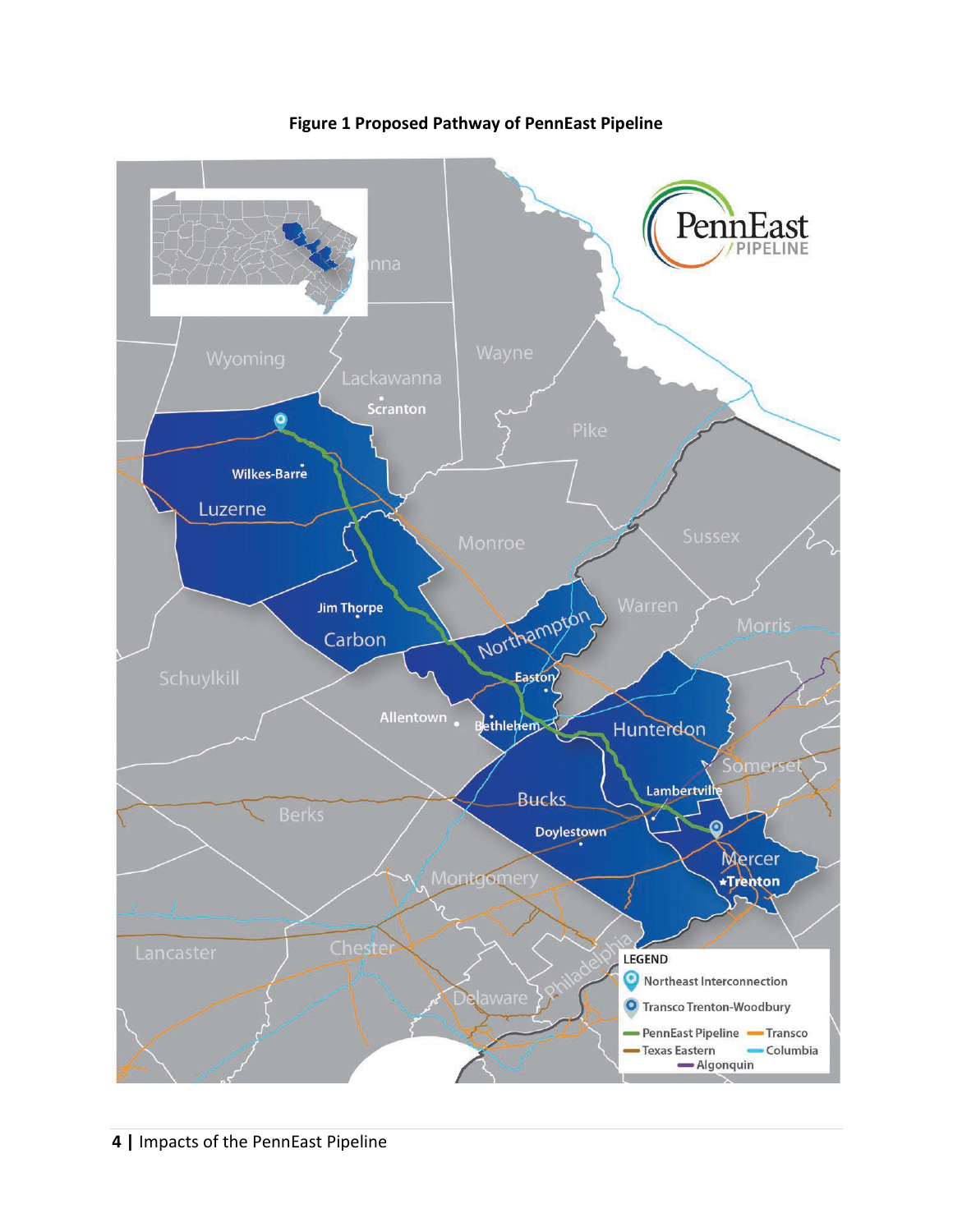**Figure 1 Proposed Pathway of PennEast Pipeline**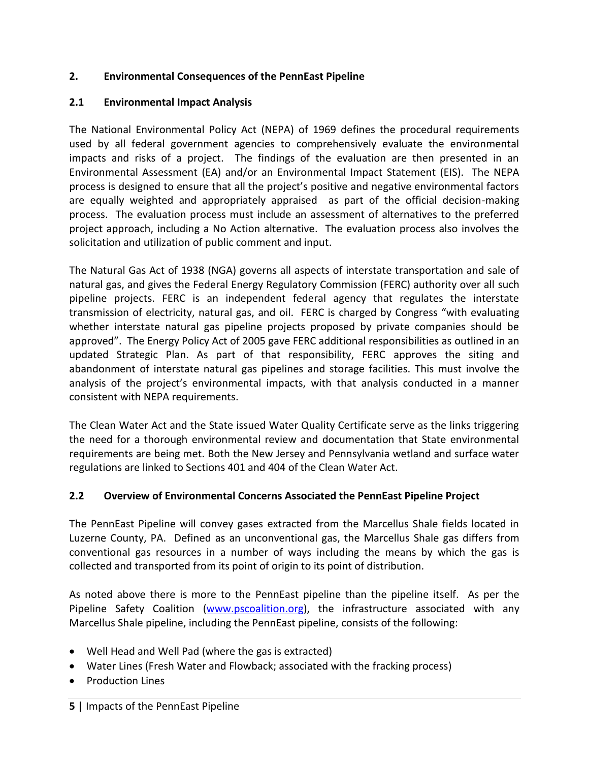## 2. Environmental Consequences of the PennEast Pipeline

### 2.1 Environmental Impact Analysis

The National Environmental Policy Act (NEPA) of 1969 defines the procedural requirements used by all federal government agencies to comprehensively evaluate the environmental impacts and risks of a project. The findings of the evaluation are then presented in an Environmental Assessment (EA) and/or an Environmental Impact Statement (EIS). The NEPA process is designed to ensure that all the project's positive and negative environmental factors are equally weighted and appropriately appraised as part of the official decision-making process. The evaluation process must include an assessment of alternatives to the preferred project approach, including a No Action alternative. The evaluation process also involves the solicitation and utilization of public comment and input.

The Natural Gas Act of 1938 (NGA) governs all aspects of interstate transportation and sale of natural gas, and gives the Federal Energy Regulatory Commission (FERC) authority over all such pipeline projects. FERC is an independent federal agency that regulates the interstate transmission of electricity, natural gas, and oil. FERC is charged by Congress "with evaluating whether interstate natural gas pipeline projects proposed by private companies should be approved". The Energy Policy Act of 2005 gave FERC additional responsibilities as outlined in an updated Strategic Plan. As part of that responsibility, FERC approves the siting and abandonment of interstate natural gas pipelines and storage facilities. This must involve the analysis of the project's environmental impacts, with that analysis conducted in a manner consistent with NEPA requirements.

The Clean Water Act and the State issued Water Quality Certificate serve as the links triggering the need for a thorough environmental review and documentation that State environmental requirements are being met. Both the New Jersey and Pennsylvania wetland and surface water regulations are linked to Sections 401 and 404 of the Clean Water Act.

### 2.2 Overview of Environmental Concerns Associated the PennEast Pipeline Project

The PennEast Pipeline will convey gases extracted from the Marcellus Shale fields located in Luzerne County, PA. Defined as an unconventional gas, the Marcellus Shale gas differs from conventional gas resources in a number of ways including the means by which the gas is collected and transported from its point of origin to its point of distribution.

As noted above there is more to the PennEast pipeline than the pipeline itself. As per the Pipeline Safety Coalition (www.pscoalition.org), the infrastructure associated with any Marcellus Shale pipeline, including the PennEast pipeline, consists of the following:

- Well Head and Well Pad (where the gas is extracted)
- Water Lines (Fresh Water and Flowback; associated with the fracking process)
- Production Lines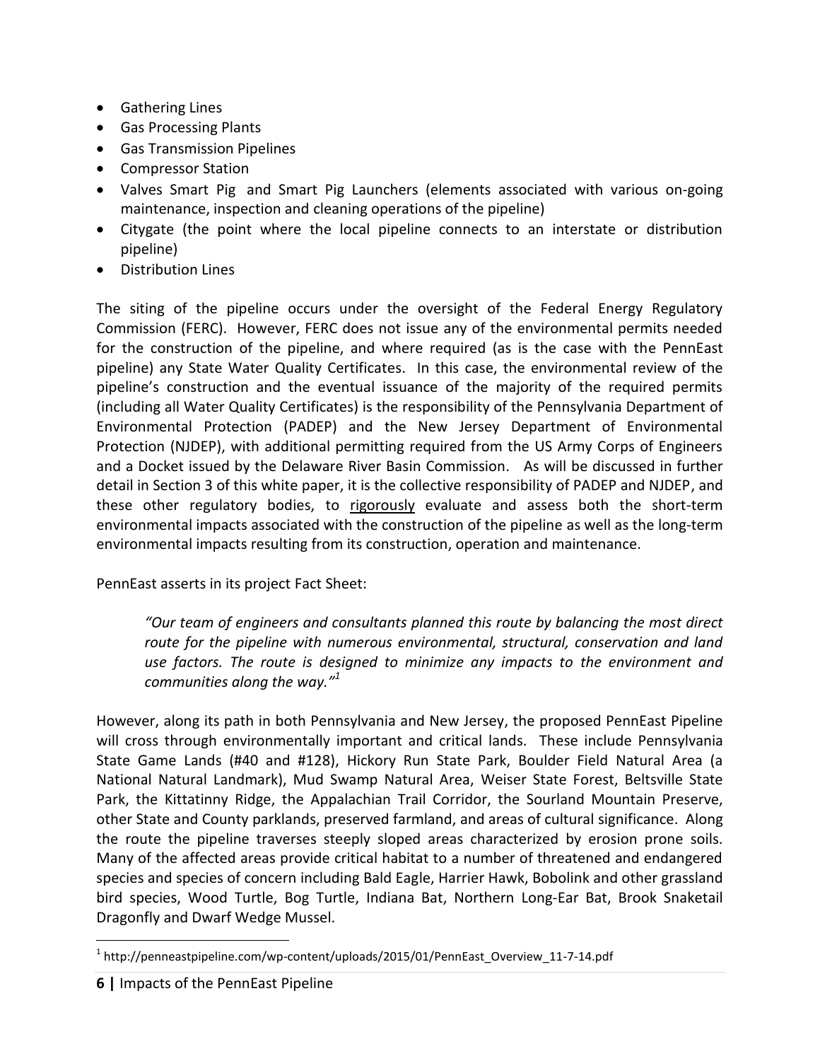- Gathering Lines
- Gas Processing Plants
- Gas Transmission Pipelines
- Compressor Station
- Valves Smart Pig and Smart Pig Launchers (elements associated with various on-going maintenance, inspection and cleaning operations of the pipeline)
- Citygate (the point where the local pipeline connects to an interstate or distribution pipeline)
- Distribution Lines

The siting of the pipeline occurs under the oversight of the Federal Energy Regulatory Commission (FERC). However, FERC does not issue any of the environmental permits needed for the construction of the pipeline, and where required (as is the case with the PennEast pipeline) any State Water Quality Certificates. In this case, the environmental review of the pipeline's construction and the eventual issuance of the majority of the required permits (including all Water Quality Certificates) is the responsibility of the Pennsylvania Department of Environmental Protection (PADEP) and the New Jersey Department of Environmental Protection (NJDEP), with additional permitting required from the US Army Corps of Engineers and a Docket issued by the Delaware River Basin Commission. As will be discussed in further detail in Section 3 of this white paper, it is the collective responsibility of PADEP and NJDEP, and these other regulatory bodies, to <u>rigorously</u> evaluate and assess both the short-term environmental impacts associated with the construction of the pipeline as well as the long-term environmental impacts resulting from its construction, operation and maintenance.

PennEast asserts in its project Fact Sheet:

> *"Our team of engineers and consultants planned this route by balancing the most direct route for the pipeline with numerous environmental, structural, conservation and land use factors. The route is designed to minimize any impacts to the environment and communities along the way."*[1]

However, along its path in both Pennsylvania and New Jersey, the proposed PennEast Pipeline will cross through environmentally important and critical lands. These include Pennsylvania State Game Lands (#40 and #128), Hickory Run State Park, Boulder Field Natural Area (a National Natural Landmark), Mud Swamp Natural Area, Weiser State Forest, Beltsville State Park, the Kittatinny Ridge, the Appalachian Trail Corridor, the Sourland Mountain Preserve, other State and County parklands, preserved farmland, and areas of cultural significance. Along the route the pipeline traverses steeply sloped areas characterized by erosion prone soils. Many of the affected areas provide critical habitat to a number of threatened and endangered species and species of concern including Bald Eagle, Harrier Hawk, Bobolink and other grassland bird species, Wood Turtle, Bog Turtle, Indiana Bat, Northern Long-Ear Bat, Brook Snaketail Dragonfly and Dwarf Wedge Mussel.

---

[1] http://penneastpipeline.com/wp-content/uploads/2015/01/PennEast_Overview_11-7-14.pdf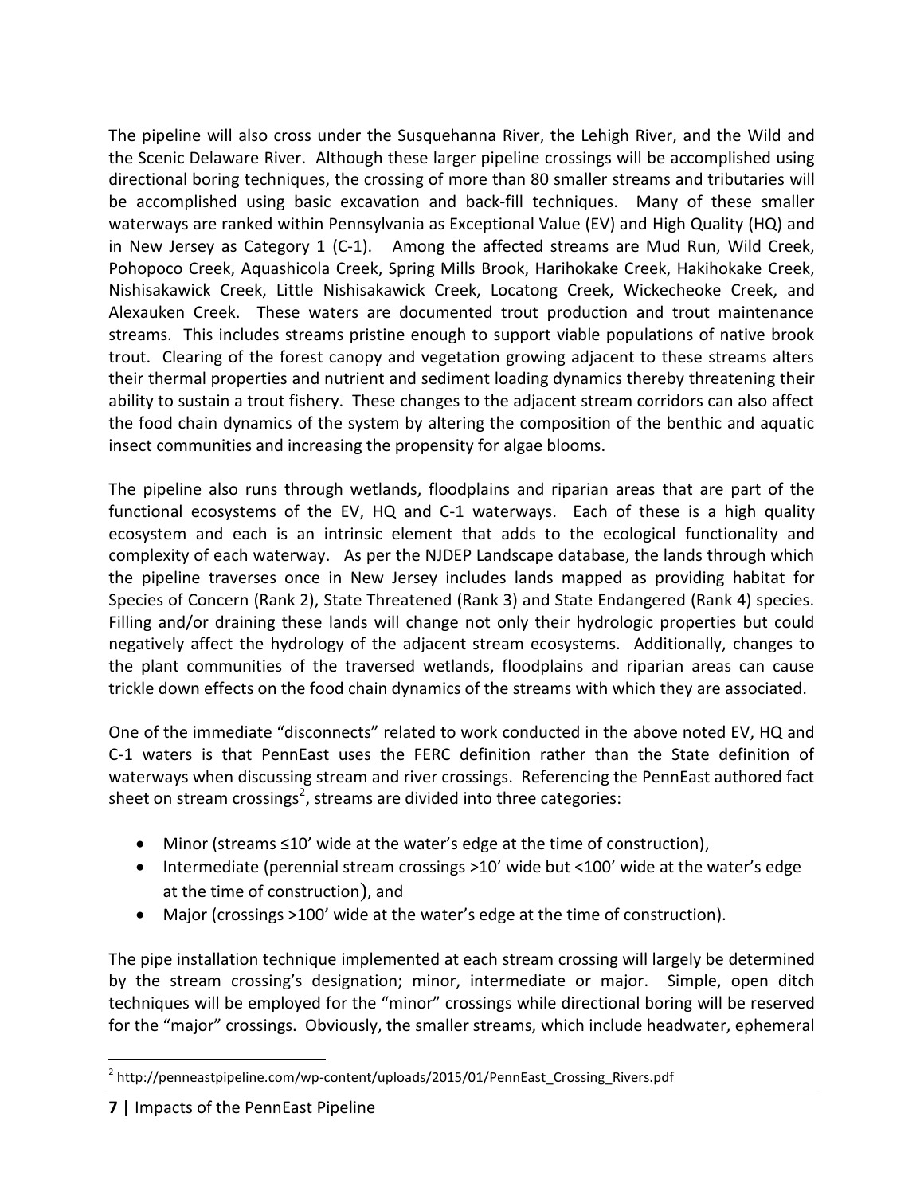The pipeline will also cross under the Susquehanna River, the Lehigh River, and the Wild and the Scenic Delaware River. Although these larger pipeline crossings will be accomplished using directional boring techniques, the crossing of more than 80 smaller streams and tributaries will be accomplished using basic excavation and back-fill techniques. Many of these smaller waterways are ranked within Pennsylvania as Exceptional Value (EV) and High Quality (HQ) and in New Jersey as Category 1 (C-1). Among the affected streams are Mud Run, Wild Creek, Pohopoco Creek, Aquashicola Creek, Spring Mills Brook, Harihokake Creek, Hakihokake Creek, Nishisakawick Creek, Little Nishisakawick Creek, Locatong Creek, Wickecheoke Creek, and Alexauken Creek. These waters are documented trout production and trout maintenance streams. This includes streams pristine enough to support viable populations of native brook trout. Clearing of the forest canopy and vegetation growing adjacent to these streams alters their thermal properties and nutrient and sediment loading dynamics thereby threatening their ability to sustain a trout fishery. These changes to the adjacent stream corridors can also affect the food chain dynamics of the system by altering the composition of the benthic and aquatic insect communities and increasing the propensity for algae blooms.

The pipeline also runs through wetlands, floodplains and riparian areas that are part of the functional ecosystems of the EV, HQ and C-1 waterways. Each of these is a high quality ecosystem and each is an intrinsic element that adds to the ecological functionality and complexity of each waterway. As per the NJDEP Landscape database, the lands through which the pipeline traverses once in New Jersey includes lands mapped as providing habitat for Species of Concern (Rank 2), State Threatened (Rank 3) and State Endangered (Rank 4) species. Filling and/or draining these lands will change not only their hydrologic properties but could negatively affect the hydrology of the adjacent stream ecosystems. Additionally, changes to the plant communities of the traversed wetlands, floodplains and riparian areas can cause trickle down effects on the food chain dynamics of the streams with which they are associated.

One of the immediate "disconnects" related to work conducted in the above noted EV, HQ and C-1 waters is that PennEast uses the FERC definition rather than the State definition of waterways when discussing stream and river crossings. Referencing the PennEast authored fact sheet on stream crossings[2], streams are divided into three categories:

- Minor (streams ≤10' wide at the water's edge at the time of construction),
- Intermediate (perennial stream crossings >10' wide but <100' wide at the water's edge at the time of construction), and
- Major (crossings >100' wide at the water's edge at the time of construction).

The pipe installation technique implemented at each stream crossing will largely be determined by the stream crossing's designation; minor, intermediate or major. Simple, open ditch techniques will be employed for the "minor" crossings while directional boring will be reserved for the "major" crossings. Obviously, the smaller streams, which include headwater, ephemeral

[2] http://penneastpipeline.com/wp-content/uploads/2015/01/PennEast_Crossing_Rivers.pdf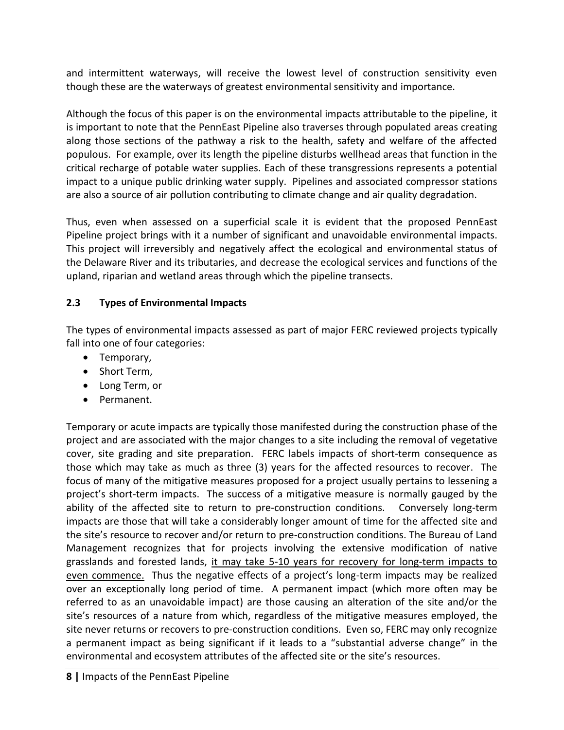and intermittent waterways, will receive the lowest level of construction sensitivity even though these are the waterways of greatest environmental sensitivity and importance.

Although the focus of this paper is on the environmental impacts attributable to the pipeline, it is important to note that the PennEast Pipeline also traverses through populated areas creating along those sections of the pathway a risk to the health, safety and welfare of the affected populous. For example, over its length the pipeline disturbs wellhead areas that function in the critical recharge of potable water supplies. Each of these transgressions represents a potential impact to a unique public drinking water supply. Pipelines and associated compressor stations are also a source of air pollution contributing to climate change and air quality degradation.

Thus, even when assessed on a superficial scale it is evident that the proposed PennEast Pipeline project brings with it a number of significant and unavoidable environmental impacts. This project will irreversibly and negatively affect the ecological and environmental status of the Delaware River and its tributaries, and decrease the ecological services and functions of the upland, riparian and wetland areas through which the pipeline transects.

### 2.3 Types of Environmental Impacts

The types of environmental impacts assessed as part of major FERC reviewed projects typically fall into one of four categories:

- Temporary,
- Short Term,
- Long Term, or
- Permanent.

Temporary or acute impacts are typically those manifested during the construction phase of the project and are associated with the major changes to a site including the removal of vegetative cover, site grading and site preparation. FERC labels impacts of short-term consequence as those which may take as much as three (3) years for the affected resources to recover. The focus of many of the mitigative measures proposed for a project usually pertains to lessening a project's short-term impacts. The success of a mitigative measure is normally gauged by the ability of the affected site to return to pre-construction conditions. Conversely long-term impacts are those that will take a considerably longer amount of time for the affected site and the site's resource to recover and/or return to pre-construction conditions. The Bureau of Land Management recognizes that for projects involving the extensive modification of native grasslands and forested lands, <u>it may take 5-10 years for recovery for long-term impacts to even commence.</u> Thus the negative effects of a project's long-term impacts may be realized over an exceptionally long period of time. A permanent impact (which more often may be referred to as an unavoidable impact) are those causing an alteration of the site and/or the site's resources of a nature from which, regardless of the mitigative measures employed, the site never returns or recovers to pre-construction conditions. Even so, FERC may only recognize a permanent impact as being significant if it leads to a "substantial adverse change" in the environmental and ecosystem attributes of the affected site or the site's resources.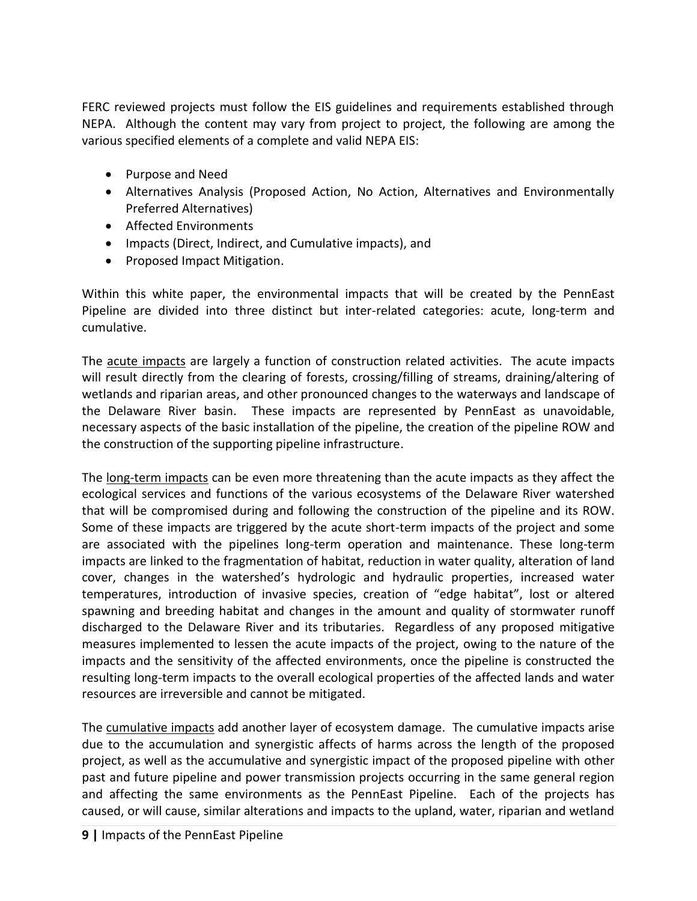FERC reviewed projects must follow the EIS guidelines and requirements established through NEPA. Although the content may vary from project to project, the following are among the various specified elements of a complete and valid NEPA EIS:

- Purpose and Need
- Alternatives Analysis (Proposed Action, No Action, Alternatives and Environmentally Preferred Alternatives)
- Affected Environments
- Impacts (Direct, Indirect, and Cumulative impacts), and
- Proposed Impact Mitigation.

Within this white paper, the environmental impacts that will be created by the PennEast Pipeline are divided into three distinct but inter-related categories: acute, long-term and cumulative.

The <u>acute impacts</u> are largely a function of construction related activities. The acute impacts will result directly from the clearing of forests, crossing/filling of streams, draining/altering of wetlands and riparian areas, and other pronounced changes to the waterways and landscape of the Delaware River basin. These impacts are represented by PennEast as unavoidable, necessary aspects of the basic installation of the pipeline, the creation of the pipeline ROW and the construction of the supporting pipeline infrastructure.

The <u>long-term impacts</u> can be even more threatening than the acute impacts as they affect the ecological services and functions of the various ecosystems of the Delaware River watershed that will be compromised during and following the construction of the pipeline and its ROW. Some of these impacts are triggered by the acute short-term impacts of the project and some are associated with the pipelines long-term operation and maintenance. These long-term impacts are linked to the fragmentation of habitat, reduction in water quality, alteration of land cover, changes in the watershed's hydrologic and hydraulic properties, increased water temperatures, introduction of invasive species, creation of "edge habitat", lost or altered spawning and breeding habitat and changes in the amount and quality of stormwater runoff discharged to the Delaware River and its tributaries. Regardless of any proposed mitigative measures implemented to lessen the acute impacts of the project, owing to the nature of the impacts and the sensitivity of the affected environments, once the pipeline is constructed the resulting long-term impacts to the overall ecological properties of the affected lands and water resources are irreversible and cannot be mitigated.

The <u>cumulative impacts</u> add another layer of ecosystem damage. The cumulative impacts arise due to the accumulation and synergistic affects of harms across the length of the proposed project, as well as the accumulative and synergistic impact of the proposed pipeline with other past and future pipeline and power transmission projects occurring in the same general region and affecting the same environments as the PennEast Pipeline. Each of the projects has caused, or will cause, similar alterations and impacts to the upland, water, riparian and wetland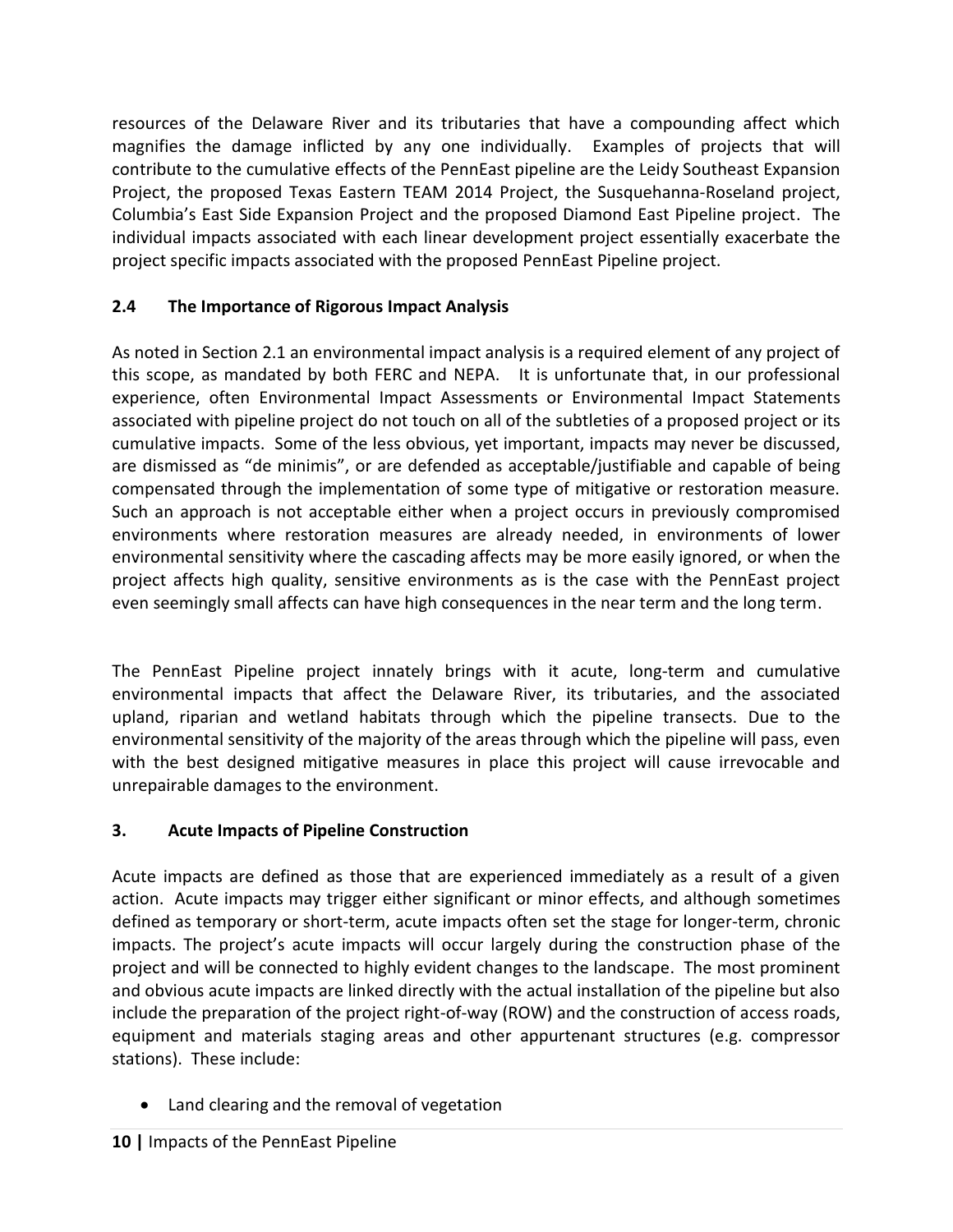resources of the Delaware River and its tributaries that have a compounding affect which magnifies the damage inflicted by any one individually. Examples of projects that will contribute to the cumulative effects of the PennEast pipeline are the Leidy Southeast Expansion Project, the proposed Texas Eastern TEAM 2014 Project, the Susquehanna-Roseland project, Columbia's East Side Expansion Project and the proposed Diamond East Pipeline project. The individual impacts associated with each linear development project essentially exacerbate the project specific impacts associated with the proposed PennEast Pipeline project.

### 2.4 The Importance of Rigorous Impact Analysis

As noted in Section 2.1 an environmental impact analysis is a required element of any project of this scope, as mandated by both FERC and NEPA. It is unfortunate that, in our professional experience, often Environmental Impact Assessments or Environmental Impact Statements associated with pipeline project do not touch on all of the subtleties of a proposed project or its cumulative impacts. Some of the less obvious, yet important, impacts may never be discussed, are dismissed as "de minimis", or are defended as acceptable/justifiable and capable of being compensated through the implementation of some type of mitigative or restoration measure. Such an approach is not acceptable either when a project occurs in previously compromised environments where restoration measures are already needed, in environments of lower environmental sensitivity where the cascading affects may be more easily ignored, or when the project affects high quality, sensitive environments as is the case with the PennEast project even seemingly small affects can have high consequences in the near term and the long term.

The PennEast Pipeline project innately brings with it acute, long-term and cumulative environmental impacts that affect the Delaware River, its tributaries, and the associated upland, riparian and wetland habitats through which the pipeline transects. Due to the environmental sensitivity of the majority of the areas through which the pipeline will pass, even with the best designed mitigative measures in place this project will cause irrevocable and unrepairable damages to the environment.

## 3. Acute Impacts of Pipeline Construction

Acute impacts are defined as those that are experienced immediately as a result of a given action. Acute impacts may trigger either significant or minor effects, and although sometimes defined as temporary or short-term, acute impacts often set the stage for longer-term, chronic impacts. The project's acute impacts will occur largely during the construction phase of the project and will be connected to highly evident changes to the landscape. The most prominent and obvious acute impacts are linked directly with the actual installation of the pipeline but also include the preparation of the project right-of-way (ROW) and the construction of access roads, equipment and materials staging areas and other appurtenant structures (e.g. compressor stations). These include:

- Land clearing and the removal of vegetation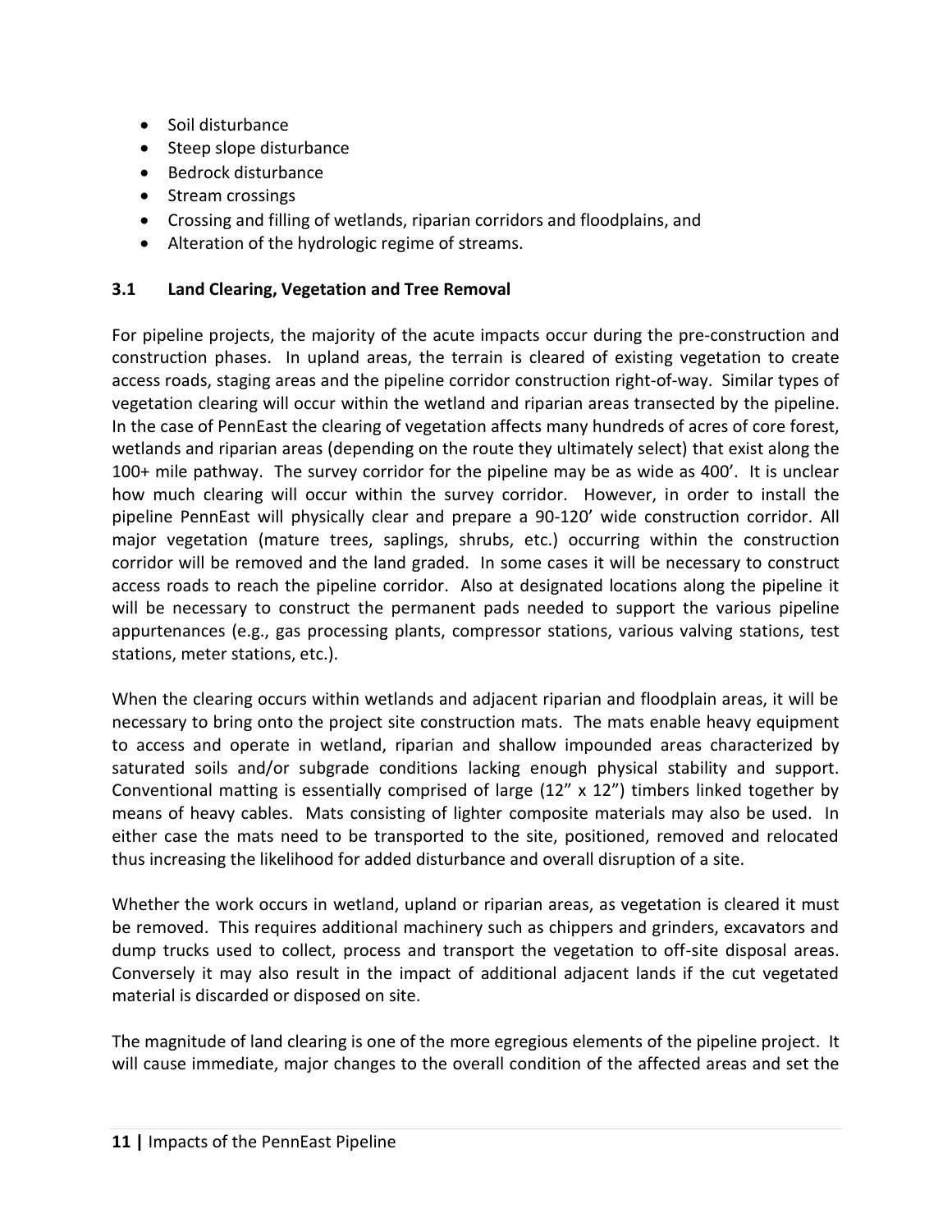- Soil disturbance
- Steep slope disturbance
- Bedrock disturbance
- Stream crossings
- Crossing and filling of wetlands, riparian corridors and floodplains, and
- Alteration of the hydrologic regime of streams.

### 3.1 Land Clearing, Vegetation and Tree Removal

For pipeline projects, the majority of the acute impacts occur during the pre-construction and construction phases. In upland areas, the terrain is cleared of existing vegetation to create access roads, staging areas and the pipeline corridor construction right-of-way. Similar types of vegetation clearing will occur within the wetland and riparian areas transected by the pipeline. In the case of PennEast the clearing of vegetation affects many hundreds of acres of core forest, wetlands and riparian areas (depending on the route they ultimately select) that exist along the 100+ mile pathway. The survey corridor for the pipeline may be as wide as 400'. It is unclear how much clearing will occur within the survey corridor. However, in order to install the pipeline PennEast will physically clear and prepare a 90-120' wide construction corridor. All major vegetation (mature trees, saplings, shrubs, etc.) occurring within the construction corridor will be removed and the land graded. In some cases it will be necessary to construct access roads to reach the pipeline corridor. Also at designated locations along the pipeline it will be necessary to construct the permanent pads needed to support the various pipeline appurtenances (e.g., gas processing plants, compressor stations, various valving stations, test stations, meter stations, etc.).

When the clearing occurs within wetlands and adjacent riparian and floodplain areas, it will be necessary to bring onto the project site construction mats. The mats enable heavy equipment to access and operate in wetland, riparian and shallow impounded areas characterized by saturated soils and/or subgrade conditions lacking enough physical stability and support. Conventional matting is essentially comprised of large (12" x 12") timbers linked together by means of heavy cables. Mats consisting of lighter composite materials may also be used. In either case the mats need to be transported to the site, positioned, removed and relocated thus increasing the likelihood for added disturbance and overall disruption of a site.

Whether the work occurs in wetland, upland or riparian areas, as vegetation is cleared it must be removed. This requires additional machinery such as chippers and grinders, excavators and dump trucks used to collect, process and transport the vegetation to off-site disposal areas. Conversely it may also result in the impact of additional adjacent lands if the cut vegetated material is discarded or disposed on site.

The magnitude of land clearing is one of the more egregious elements of the pipeline project. It will cause immediate, major changes to the overall condition of the affected areas and set the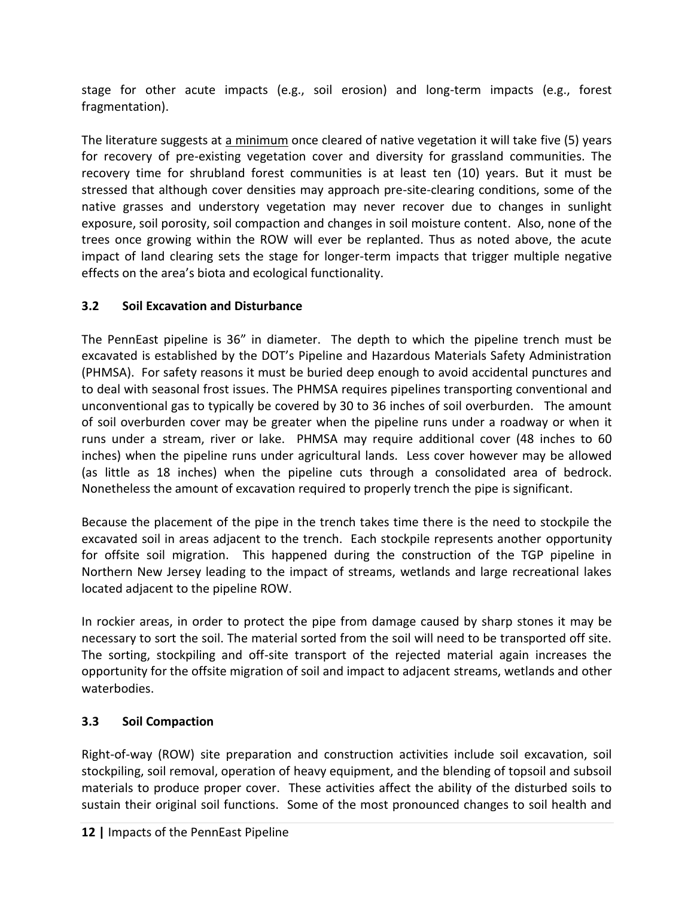stage for other acute impacts (e.g., soil erosion) and long-term impacts (e.g., forest fragmentation).

The literature suggests at <u>a minimum</u> once cleared of native vegetation it will take five (5) years for recovery of pre-existing vegetation cover and diversity for grassland communities. The recovery time for shrubland forest communities is at least ten (10) years. But it must be stressed that although cover densities may approach pre-site-clearing conditions, some of the native grasses and understory vegetation may never recover due to changes in sunlight exposure, soil porosity, soil compaction and changes in soil moisture content. Also, none of the trees once growing within the ROW will ever be replanted. Thus as noted above, the acute impact of land clearing sets the stage for longer-term impacts that trigger multiple negative effects on the area's biota and ecological functionality.

### 3.2 Soil Excavation and Disturbance

The PennEast pipeline is 36" in diameter. The depth to which the pipeline trench must be excavated is established by the DOT's Pipeline and Hazardous Materials Safety Administration (PHMSA). For safety reasons it must be buried deep enough to avoid accidental punctures and to deal with seasonal frost issues. The PHMSA requires pipelines transporting conventional and unconventional gas to typically be covered by 30 to 36 inches of soil overburden. The amount of soil overburden cover may be greater when the pipeline runs under a roadway or when it runs under a stream, river or lake. PHMSA may require additional cover (48 inches to 60 inches) when the pipeline runs under agricultural lands. Less cover however may be allowed (as little as 18 inches) when the pipeline cuts through a consolidated area of bedrock. Nonetheless the amount of excavation required to properly trench the pipe is significant.

Because the placement of the pipe in the trench takes time there is the need to stockpile the excavated soil in areas adjacent to the trench. Each stockpile represents another opportunity for offsite soil migration. This happened during the construction of the TGP pipeline in Northern New Jersey leading to the impact of streams, wetlands and large recreational lakes located adjacent to the pipeline ROW.

In rockier areas, in order to protect the pipe from damage caused by sharp stones it may be necessary to sort the soil. The material sorted from the soil will need to be transported off site. The sorting, stockpiling and off-site transport of the rejected material again increases the opportunity for the offsite migration of soil and impact to adjacent streams, wetlands and other waterbodies.

### 3.3 Soil Compaction

Right-of-way (ROW) site preparation and construction activities include soil excavation, soil stockpiling, soil removal, operation of heavy equipment, and the blending of topsoil and subsoil materials to produce proper cover. These activities affect the ability of the disturbed soils to sustain their original soil functions. Some of the most pronounced changes to soil health and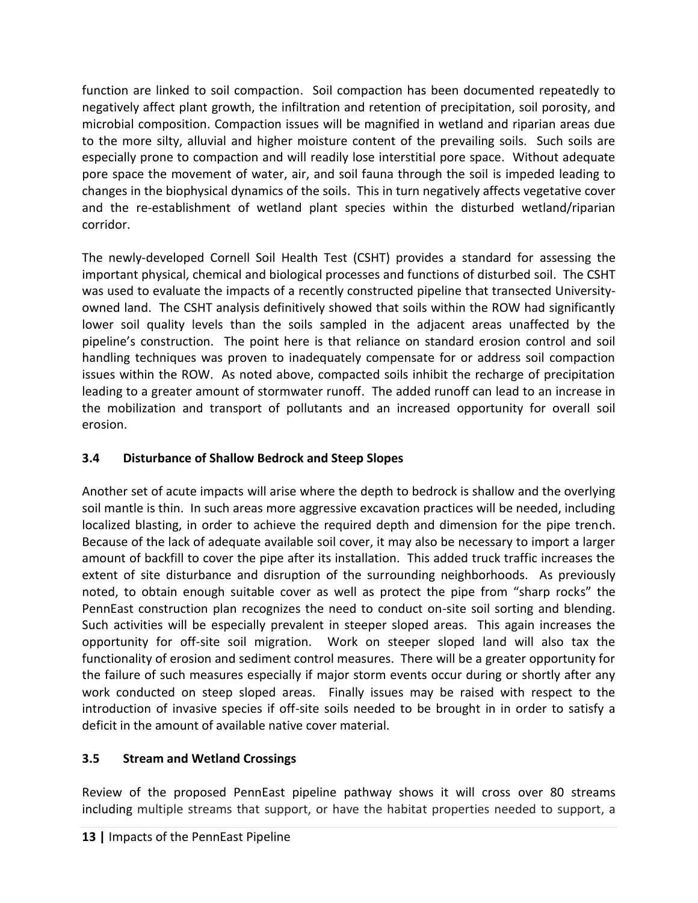function are linked to soil compaction. Soil compaction has been documented repeatedly to negatively affect plant growth, the infiltration and retention of precipitation, soil porosity, and microbial composition. Compaction issues will be magnified in wetland and riparian areas due to the more silty, alluvial and higher moisture content of the prevailing soils. Such soils are especially prone to compaction and will readily lose interstitial pore space. Without adequate pore space the movement of water, air, and soil fauna through the soil is impeded leading to changes in the biophysical dynamics of the soils. This in turn negatively affects vegetative cover and the re-establishment of wetland plant species within the disturbed wetland/riparian corridor.

The newly-developed Cornell Soil Health Test (CSHT) provides a standard for assessing the important physical, chemical and biological processes and functions of disturbed soil. The CSHT was used to evaluate the impacts of a recently constructed pipeline that transected University-owned land. The CSHT analysis definitively showed that soils within the ROW had significantly lower soil quality levels than the soils sampled in the adjacent areas unaffected by the pipeline's construction. The point here is that reliance on standard erosion control and soil handling techniques was proven to inadequately compensate for or address soil compaction issues within the ROW. As noted above, compacted soils inhibit the recharge of precipitation leading to a greater amount of stormwater runoff. The added runoff can lead to an increase in the mobilization and transport of pollutants and an increased opportunity for overall soil erosion.

### 3.4 Disturbance of Shallow Bedrock and Steep Slopes

Another set of acute impacts will arise where the depth to bedrock is shallow and the overlying soil mantle is thin. In such areas more aggressive excavation practices will be needed, including localized blasting, in order to achieve the required depth and dimension for the pipe trench. Because of the lack of adequate available soil cover, it may also be necessary to import a larger amount of backfill to cover the pipe after its installation. This added truck traffic increases the extent of site disturbance and disruption of the surrounding neighborhoods. As previously noted, to obtain enough suitable cover as well as protect the pipe from "sharp rocks" the PennEast construction plan recognizes the need to conduct on-site soil sorting and blending. Such activities will be especially prevalent in steeper sloped areas. This again increases the opportunity for off-site soil migration. Work on steeper sloped land will also tax the functionality of erosion and sediment control measures. There will be a greater opportunity for the failure of such measures especially if major storm events occur during or shortly after any work conducted on steep sloped areas. Finally issues may be raised with respect to the introduction of invasive species if off-site soils needed to be brought in in order to satisfy a deficit in the amount of available native cover material.

### 3.5 Stream and Wetland Crossings

Review of the proposed PennEast pipeline pathway shows it will cross over 80 streams including multiple streams that support, or have the habitat properties needed to support, a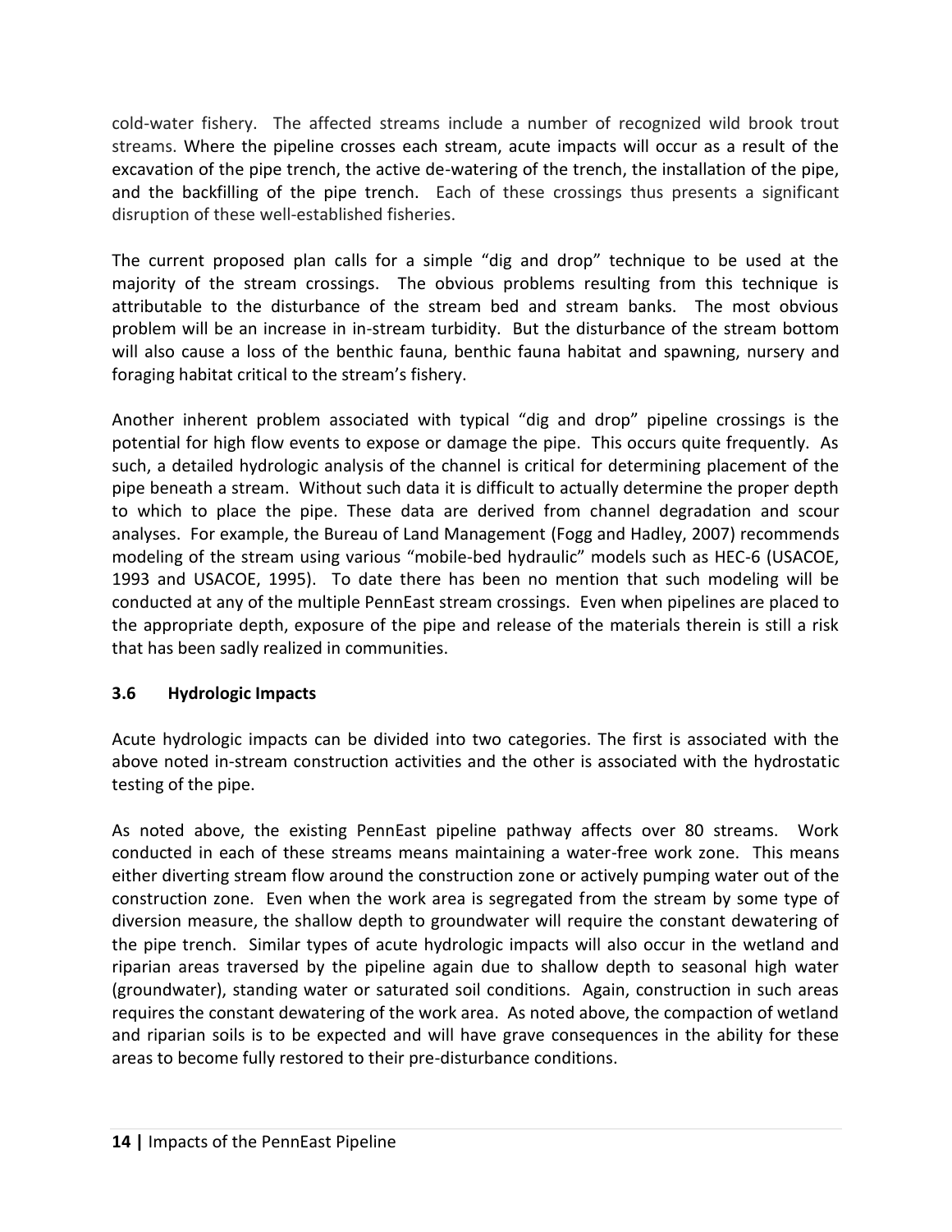cold-water fishery. The affected streams include a number of recognized wild brook trout streams. Where the pipeline crosses each stream, acute impacts will occur as a result of the excavation of the pipe trench, the active de-watering of the trench, the installation of the pipe, and the backfilling of the pipe trench. Each of these crossings thus presents a significant disruption of these well-established fisheries.

The current proposed plan calls for a simple "dig and drop" technique to be used at the majority of the stream crossings. The obvious problems resulting from this technique is attributable to the disturbance of the stream bed and stream banks. The most obvious problem will be an increase in in-stream turbidity. But the disturbance of the stream bottom will also cause a loss of the benthic fauna, benthic fauna habitat and spawning, nursery and foraging habitat critical to the stream's fishery.

Another inherent problem associated with typical "dig and drop" pipeline crossings is the potential for high flow events to expose or damage the pipe. This occurs quite frequently. As such, a detailed hydrologic analysis of the channel is critical for determining placement of the pipe beneath a stream. Without such data it is difficult to actually determine the proper depth to which to place the pipe. These data are derived from channel degradation and scour analyses. For example, the Bureau of Land Management (Fogg and Hadley, 2007) recommends modeling of the stream using various "mobile-bed hydraulic" models such as HEC-6 (USACOE, 1993 and USACOE, 1995). To date there has been no mention that such modeling will be conducted at any of the multiple PennEast stream crossings. Even when pipelines are placed to the appropriate depth, exposure of the pipe and release of the materials therein is still a risk that has been sadly realized in communities.

### 3.6 Hydrologic Impacts

Acute hydrologic impacts can be divided into two categories. The first is associated with the above noted in-stream construction activities and the other is associated with the hydrostatic testing of the pipe.

As noted above, the existing PennEast pipeline pathway affects over 80 streams. Work conducted in each of these streams means maintaining a water-free work zone. This means either diverting stream flow around the construction zone or actively pumping water out of the construction zone. Even when the work area is segregated from the stream by some type of diversion measure, the shallow depth to groundwater will require the constant dewatering of the pipe trench. Similar types of acute hydrologic impacts will also occur in the wetland and riparian areas traversed by the pipeline again due to shallow depth to seasonal high water (groundwater), standing water or saturated soil conditions. Again, construction in such areas requires the constant dewatering of the work area. As noted above, the compaction of wetland and riparian soils is to be expected and will have grave consequences in the ability for these areas to become fully restored to their pre-disturbance conditions.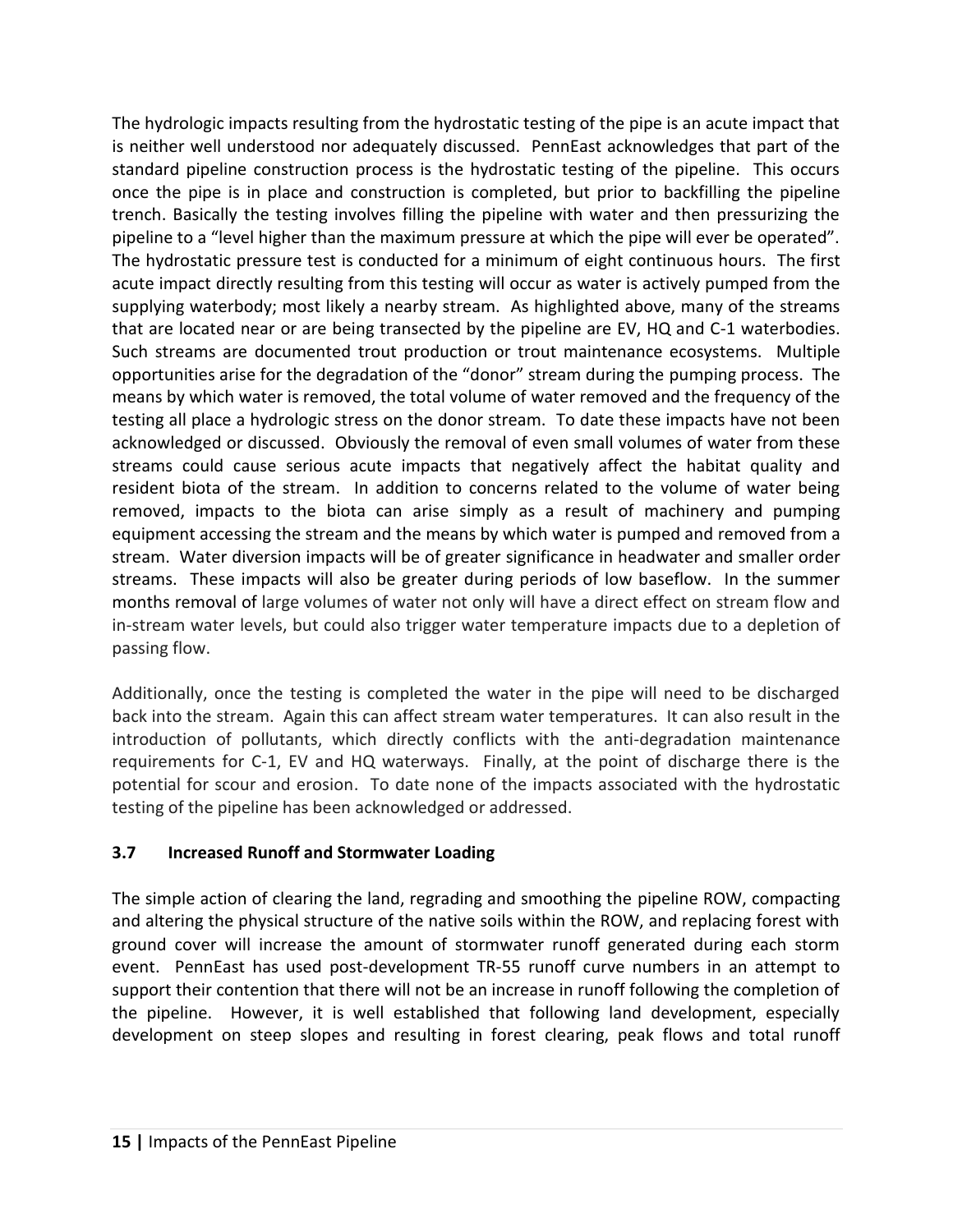The hydrologic impacts resulting from the hydrostatic testing of the pipe is an acute impact that is neither well understood nor adequately discussed. PennEast acknowledges that part of the standard pipeline construction process is the hydrostatic testing of the pipeline. This occurs once the pipe is in place and construction is completed, but prior to backfilling the pipeline trench. Basically the testing involves filling the pipeline with water and then pressurizing the pipeline to a "level higher than the maximum pressure at which the pipe will ever be operated". The hydrostatic pressure test is conducted for a minimum of eight continuous hours. The first acute impact directly resulting from this testing will occur as water is actively pumped from the supplying waterbody; most likely a nearby stream. As highlighted above, many of the streams that are located near or are being transected by the pipeline are EV, HQ and C-1 waterbodies. Such streams are documented trout production or trout maintenance ecosystems. Multiple opportunities arise for the degradation of the "donor" stream during the pumping process. The means by which water is removed, the total volume of water removed and the frequency of the testing all place a hydrologic stress on the donor stream. To date these impacts have not been acknowledged or discussed. Obviously the removal of even small volumes of water from these streams could cause serious acute impacts that negatively affect the habitat quality and resident biota of the stream. In addition to concerns related to the volume of water being removed, impacts to the biota can arise simply as a result of machinery and pumping equipment accessing the stream and the means by which water is pumped and removed from a stream. Water diversion impacts will be of greater significance in headwater and smaller order streams. These impacts will also be greater during periods of low baseflow. In the summer months removal of large volumes of water not only will have a direct effect on stream flow and in-stream water levels, but could also trigger water temperature impacts due to a depletion of passing flow.

Additionally, once the testing is completed the water in the pipe will need to be discharged back into the stream. Again this can affect stream water temperatures. It can also result in the introduction of pollutants, which directly conflicts with the anti-degradation maintenance requirements for C-1, EV and HQ waterways. Finally, at the point of discharge there is the potential for scour and erosion. To date none of the impacts associated with the hydrostatic testing of the pipeline has been acknowledged or addressed.

### 3.7 Increased Runoff and Stormwater Loading

The simple action of clearing the land, regrading and smoothing the pipeline ROW, compacting and altering the physical structure of the native soils within the ROW, and replacing forest with ground cover will increase the amount of stormwater runoff generated during each storm event. PennEast has used post-development TR-55 runoff curve numbers in an attempt to support their contention that there will not be an increase in runoff following the completion of the pipeline. However, it is well established that following land development, especially development on steep slopes and resulting in forest clearing, peak flows and total runoff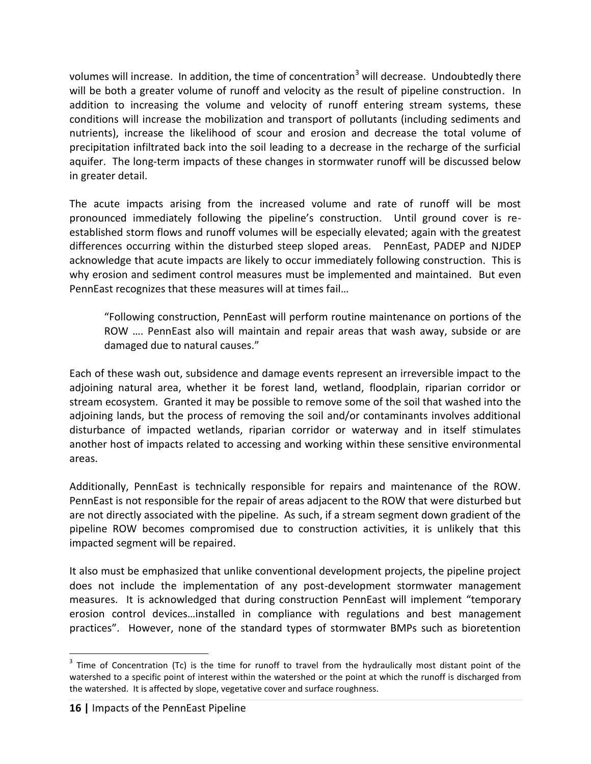volumes will increase. In addition, the time of concentration[3] will decrease. Undoubtedly there will be both a greater volume of runoff and velocity as the result of pipeline construction. In addition to increasing the volume and velocity of runoff entering stream systems, these conditions will increase the mobilization and transport of pollutants (including sediments and nutrients), increase the likelihood of scour and erosion and decrease the total volume of precipitation infiltrated back into the soil leading to a decrease in the recharge of the surficial aquifer. The long-term impacts of these changes in stormwater runoff will be discussed below in greater detail.

The acute impacts arising from the increased volume and rate of runoff will be most pronounced immediately following the pipeline's construction. Until ground cover is re-established storm flows and runoff volumes will be especially elevated; again with the greatest differences occurring within the disturbed steep sloped areas. PennEast, PADEP and NJDEP acknowledge that acute impacts are likely to occur immediately following construction. This is why erosion and sediment control measures must be implemented and maintained. But even PennEast recognizes that these measures will at times fail…

> "Following construction, PennEast will perform routine maintenance on portions of the ROW …. PennEast also will maintain and repair areas that wash away, subside or are damaged due to natural causes."

Each of these wash out, subsidence and damage events represent an irreversible impact to the adjoining natural area, whether it be forest land, wetland, floodplain, riparian corridor or stream ecosystem. Granted it may be possible to remove some of the soil that washed into the adjoining lands, but the process of removing the soil and/or contaminants involves additional disturbance of impacted wetlands, riparian corridor or waterway and in itself stimulates another host of impacts related to accessing and working within these sensitive environmental areas.

Additionally, PennEast is technically responsible for repairs and maintenance of the ROW. PennEast is not responsible for the repair of areas adjacent to the ROW that were disturbed but are not directly associated with the pipeline. As such, if a stream segment down gradient of the pipeline ROW becomes compromised due to construction activities, it is unlikely that this impacted segment will be repaired.

It also must be emphasized that unlike conventional development projects, the pipeline project does not include the implementation of any post-development stormwater management measures. It is acknowledged that during construction PennEast will implement "temporary erosion control devices…installed in compliance with regulations and best management practices". However, none of the standard types of stormwater BMPs such as bioretention

[3] Time of Concentration (Tc) is the time for runoff to travel from the hydraulically most distant point of the watershed to a specific point of interest within the watershed or the point at which the runoff is discharged from the watershed. It is affected by slope, vegetative cover and surface roughness.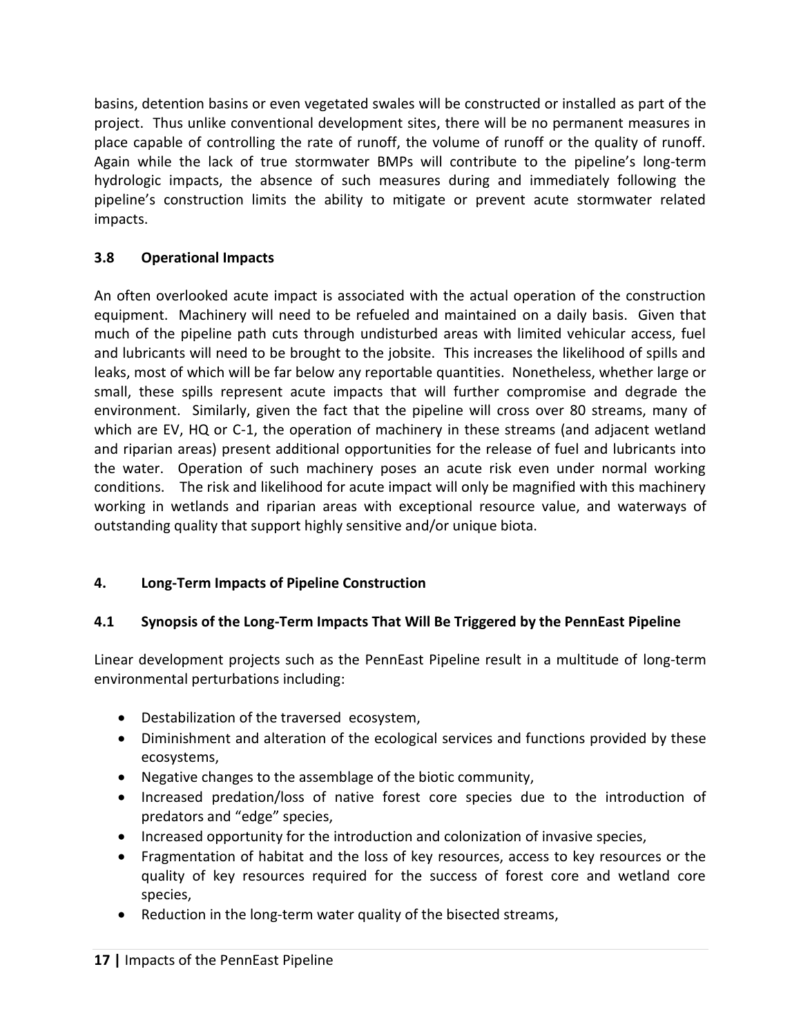basins, detention basins or even vegetated swales will be constructed or installed as part of the project. Thus unlike conventional development sites, there will be no permanent measures in place capable of controlling the rate of runoff, the volume of runoff or the quality of runoff. Again while the lack of true stormwater BMPs will contribute to the pipeline's long-term hydrologic impacts, the absence of such measures during and immediately following the pipeline's construction limits the ability to mitigate or prevent acute stormwater related impacts.

### 3.8 Operational Impacts

An often overlooked acute impact is associated with the actual operation of the construction equipment. Machinery will need to be refueled and maintained on a daily basis. Given that much of the pipeline path cuts through undisturbed areas with limited vehicular access, fuel and lubricants will need to be brought to the jobsite. This increases the likelihood of spills and leaks, most of which will be far below any reportable quantities. Nonetheless, whether large or small, these spills represent acute impacts that will further compromise and degrade the environment. Similarly, given the fact that the pipeline will cross over 80 streams, many of which are EV, HQ or C-1, the operation of machinery in these streams (and adjacent wetland and riparian areas) present additional opportunities for the release of fuel and lubricants into the water. Operation of such machinery poses an acute risk even under normal working conditions. The risk and likelihood for acute impact will only be magnified with this machinery working in wetlands and riparian areas with exceptional resource value, and waterways of outstanding quality that support highly sensitive and/or unique biota.

## 4. Long-Term Impacts of Pipeline Construction

### 4.1 Synopsis of the Long-Term Impacts That Will Be Triggered by the PennEast Pipeline

Linear development projects such as the PennEast Pipeline result in a multitude of long-term environmental perturbations including:

- Destabilization of the traversed ecosystem,
- Diminishment and alteration of the ecological services and functions provided by these ecosystems,
- Negative changes to the assemblage of the biotic community,
- Increased predation/loss of native forest core species due to the introduction of predators and "edge" species,
- Increased opportunity for the introduction and colonization of invasive species,
- Fragmentation of habitat and the loss of key resources, access to key resources or the quality of key resources required for the success of forest core and wetland core species,
- Reduction in the long-term water quality of the bisected streams,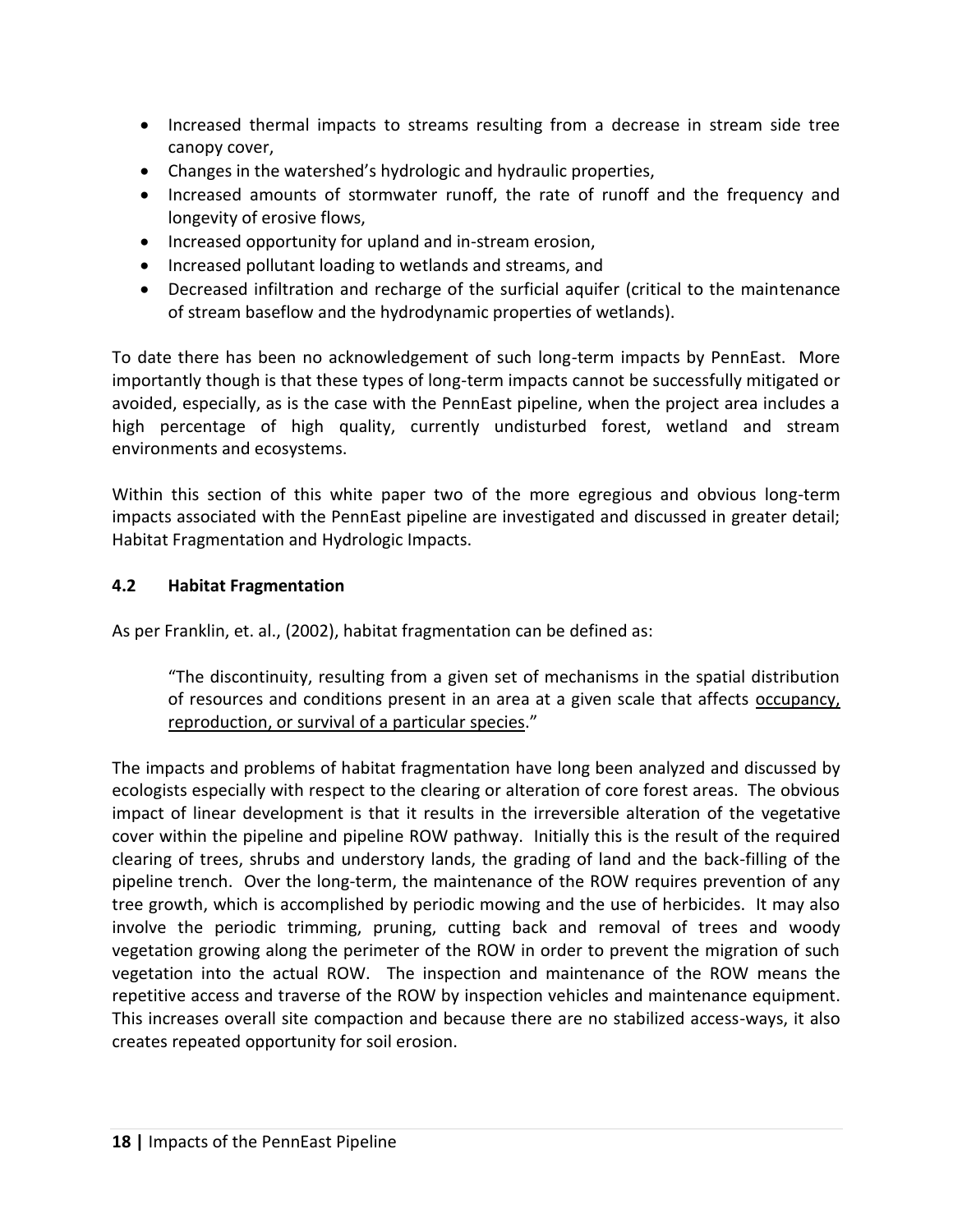- Increased thermal impacts to streams resulting from a decrease in stream side tree canopy cover,
- Changes in the watershed's hydrologic and hydraulic properties,
- Increased amounts of stormwater runoff, the rate of runoff and the frequency and longevity of erosive flows,
- Increased opportunity for upland and in-stream erosion,
- Increased pollutant loading to wetlands and streams, and
- Decreased infiltration and recharge of the surficial aquifer (critical to the maintenance of stream baseflow and the hydrodynamic properties of wetlands).

To date there has been no acknowledgement of such long-term impacts by PennEast. More importantly though is that these types of long-term impacts cannot be successfully mitigated or avoided, especially, as is the case with the PennEast pipeline, when the project area includes a high percentage of high quality, currently undisturbed forest, wetland and stream environments and ecosystems.

Within this section of this white paper two of the more egregious and obvious long-term impacts associated with the PennEast pipeline are investigated and discussed in greater detail; Habitat Fragmentation and Hydrologic Impacts.

### 4.2 Habitat Fragmentation

As per Franklin, et. al., (2002), habitat fragmentation can be defined as:

> "The discontinuity, resulting from a given set of mechanisms in the spatial distribution of resources and conditions present in an area at a given scale that affects <u>occupancy, reproduction, or survival of a particular species</u>."

The impacts and problems of habitat fragmentation have long been analyzed and discussed by ecologists especially with respect to the clearing or alteration of core forest areas. The obvious impact of linear development is that it results in the irreversible alteration of the vegetative cover within the pipeline and pipeline ROW pathway. Initially this is the result of the required clearing of trees, shrubs and understory lands, the grading of land and the back-filling of the pipeline trench. Over the long-term, the maintenance of the ROW requires prevention of any tree growth, which is accomplished by periodic mowing and the use of herbicides. It may also involve the periodic trimming, pruning, cutting back and removal of trees and woody vegetation growing along the perimeter of the ROW in order to prevent the migration of such vegetation into the actual ROW. The inspection and maintenance of the ROW means the repetitive access and traverse of the ROW by inspection vehicles and maintenance equipment. This increases overall site compaction and because there are no stabilized access-ways, it also creates repeated opportunity for soil erosion.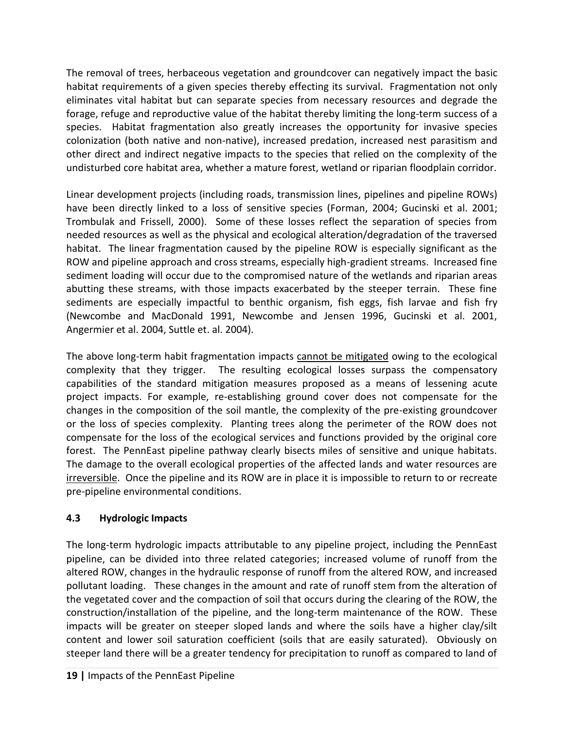The removal of trees, herbaceous vegetation and groundcover can negatively impact the basic habitat requirements of a given species thereby effecting its survival. Fragmentation not only eliminates vital habitat but can separate species from necessary resources and degrade the forage, refuge and reproductive value of the habitat thereby limiting the long-term success of a species. Habitat fragmentation also greatly increases the opportunity for invasive species colonization (both native and non-native), increased predation, increased nest parasitism and other direct and indirect negative impacts to the species that relied on the complexity of the undisturbed core habitat area, whether a mature forest, wetland or riparian floodplain corridor.

Linear development projects (including roads, transmission lines, pipelines and pipeline ROWs) have been directly linked to a loss of sensitive species (Forman, 2004; Gucinski et al. 2001; Trombulak and Frissell, 2000). Some of these losses reflect the separation of species from needed resources as well as the physical and ecological alteration/degradation of the traversed habitat. The linear fragmentation caused by the pipeline ROW is especially significant as the ROW and pipeline approach and cross streams, especially high-gradient streams. Increased fine sediment loading will occur due to the compromised nature of the wetlands and riparian areas abutting these streams, with those impacts exacerbated by the steeper terrain. These fine sediments are especially impactful to benthic organism, fish eggs, fish larvae and fish fry (Newcombe and MacDonald 1991, Newcombe and Jensen 1996, Gucinski et al. 2001, Angermier et al. 2004, Suttle et. al. 2004).

The above long-term habit fragmentation impacts <u>cannot be mitigated</u> owing to the ecological complexity that they trigger. The resulting ecological losses surpass the compensatory capabilities of the standard mitigation measures proposed as a means of lessening acute project impacts. For example, re-establishing ground cover does not compensate for the changes in the composition of the soil mantle, the complexity of the pre-existing groundcover or the loss of species complexity. Planting trees along the perimeter of the ROW does not compensate for the loss of the ecological services and functions provided by the original core forest. The PennEast pipeline pathway clearly bisects miles of sensitive and unique habitats. The damage to the overall ecological properties of the affected lands and water resources are <u>irreversible</u>. Once the pipeline and its ROW are in place it is impossible to return to or recreate pre-pipeline environmental conditions.

### 4.3 Hydrologic Impacts

The long-term hydrologic impacts attributable to any pipeline project, including the PennEast pipeline, can be divided into three related categories; increased volume of runoff from the altered ROW, changes in the hydraulic response of runoff from the altered ROW, and increased pollutant loading. These changes in the amount and rate of runoff stem from the alteration of the vegetated cover and the compaction of soil that occurs during the clearing of the ROW, the construction/installation of the pipeline, and the long-term maintenance of the ROW. These impacts will be greater on steeper sloped lands and where the soils have a higher clay/silt content and lower soil saturation coefficient (soils that are easily saturated). Obviously on steeper land there will be a greater tendency for precipitation to runoff as compared to land of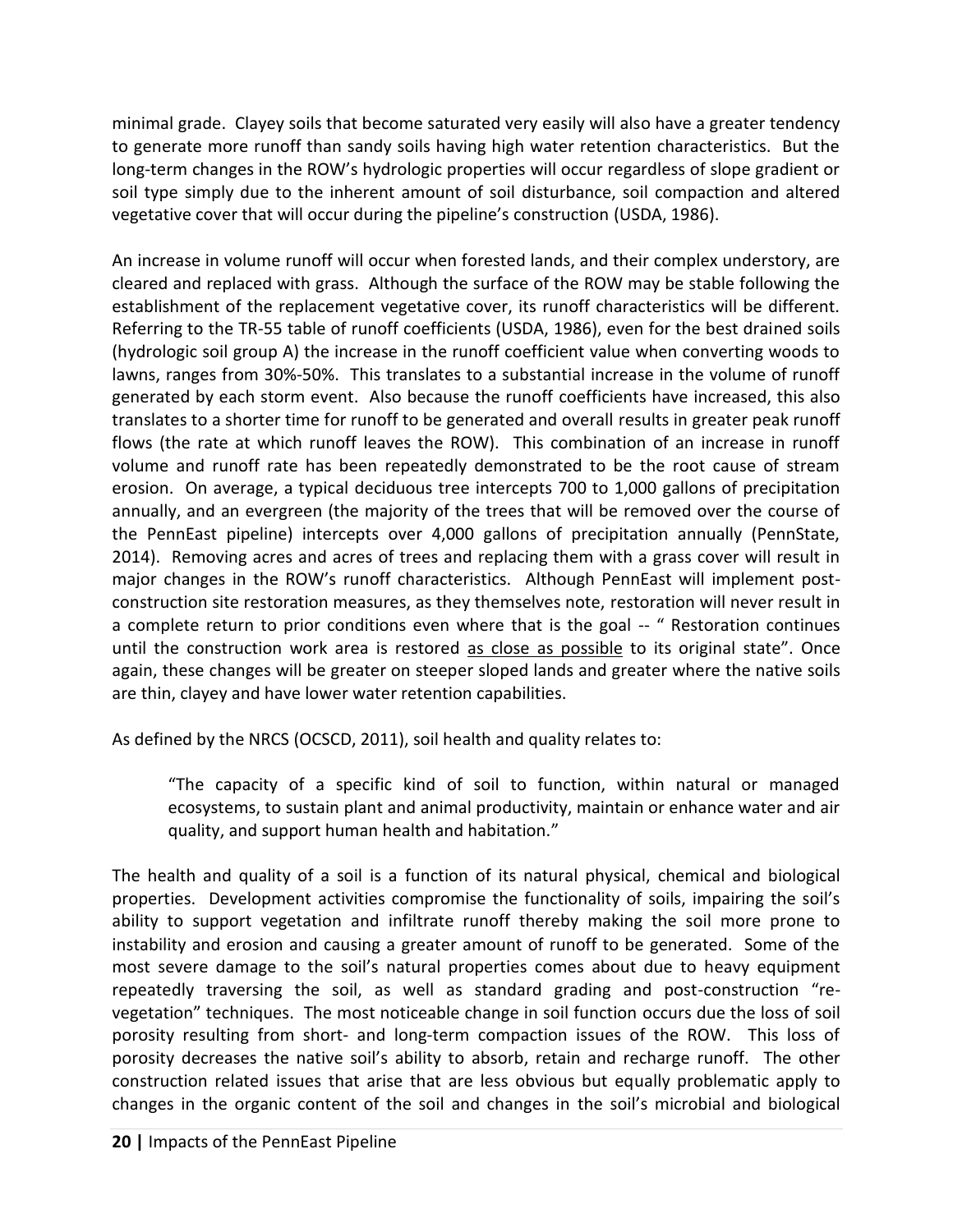minimal grade. Clayey soils that become saturated very easily will also have a greater tendency to generate more runoff than sandy soils having high water retention characteristics. But the long-term changes in the ROW's hydrologic properties will occur regardless of slope gradient or soil type simply due to the inherent amount of soil disturbance, soil compaction and altered vegetative cover that will occur during the pipeline's construction (USDA, 1986).

An increase in volume runoff will occur when forested lands, and their complex understory, are cleared and replaced with grass. Although the surface of the ROW may be stable following the establishment of the replacement vegetative cover, its runoff characteristics will be different. Referring to the TR-55 table of runoff coefficients (USDA, 1986), even for the best drained soils (hydrologic soil group A) the increase in the runoff coefficient value when converting woods to lawns, ranges from 30%-50%. This translates to a substantial increase in the volume of runoff generated by each storm event. Also because the runoff coefficients have increased, this also translates to a shorter time for runoff to be generated and overall results in greater peak runoff flows (the rate at which runoff leaves the ROW). This combination of an increase in runoff volume and runoff rate has been repeatedly demonstrated to be the root cause of stream erosion. On average, a typical deciduous tree intercepts 700 to 1,000 gallons of precipitation annually, and an evergreen (the majority of the trees that will be removed over the course of the PennEast pipeline) intercepts over 4,000 gallons of precipitation annually (PennState, 2014). Removing acres and acres of trees and replacing them with a grass cover will result in major changes in the ROW's runoff characteristics. Although PennEast will implement post-construction site restoration measures, as they themselves note, restoration will never result in a complete return to prior conditions even where that is the goal -- " Restoration continues until the construction work area is restored <u>as close as possible</u> to its original state". Once again, these changes will be greater on steeper sloped lands and greater where the native soils are thin, clayey and have lower water retention capabilities.

As defined by the NRCS (OCSCD, 2011), soil health and quality relates to:

> "The capacity of a specific kind of soil to function, within natural or managed ecosystems, to sustain plant and animal productivity, maintain or enhance water and air quality, and support human health and habitation."

The health and quality of a soil is a function of its natural physical, chemical and biological properties. Development activities compromise the functionality of soils, impairing the soil's ability to support vegetation and infiltrate runoff thereby making the soil more prone to instability and erosion and causing a greater amount of runoff to be generated. Some of the most severe damage to the soil's natural properties comes about due to heavy equipment repeatedly traversing the soil, as well as standard grading and post-construction "re-vegetation" techniques. The most noticeable change in soil function occurs due the loss of soil porosity resulting from short- and long-term compaction issues of the ROW. This loss of porosity decreases the native soil's ability to absorb, retain and recharge runoff. The other construction related issues that arise that are less obvious but equally problematic apply to changes in the organic content of the soil and changes in the soil's microbial and biological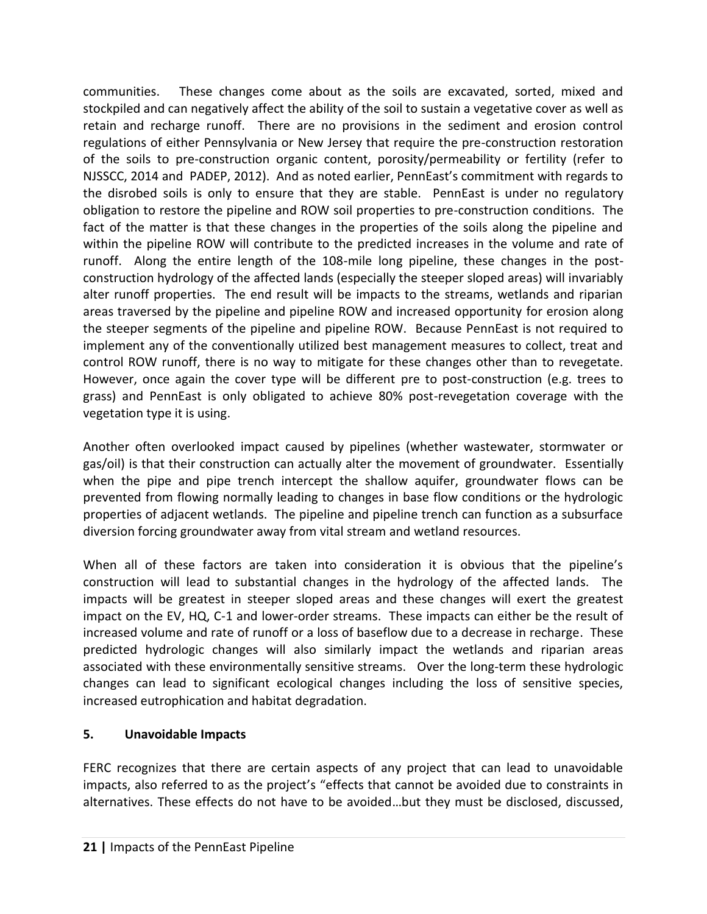communities. These changes come about as the soils are excavated, sorted, mixed and stockpiled and can negatively affect the ability of the soil to sustain a vegetative cover as well as retain and recharge runoff. There are no provisions in the sediment and erosion control regulations of either Pennsylvania or New Jersey that require the pre-construction restoration of the soils to pre-construction organic content, porosity/permeability or fertility (refer to NJSSCC, 2014 and PADEP, 2012). And as noted earlier, PennEast's commitment with regards to the disrobed soils is only to ensure that they are stable. PennEast is under no regulatory obligation to restore the pipeline and ROW soil properties to pre-construction conditions. The fact of the matter is that these changes in the properties of the soils along the pipeline and within the pipeline ROW will contribute to the predicted increases in the volume and rate of runoff. Along the entire length of the 108-mile long pipeline, these changes in the post-construction hydrology of the affected lands (especially the steeper sloped areas) will invariably alter runoff properties. The end result will be impacts to the streams, wetlands and riparian areas traversed by the pipeline and pipeline ROW and increased opportunity for erosion along the steeper segments of the pipeline and pipeline ROW. Because PennEast is not required to implement any of the conventionally utilized best management measures to collect, treat and control ROW runoff, there is no way to mitigate for these changes other than to revegetate. However, once again the cover type will be different pre to post-construction (e.g. trees to grass) and PennEast is only obligated to achieve 80% post-revegetation coverage with the vegetation type it is using.

Another often overlooked impact caused by pipelines (whether wastewater, stormwater or gas/oil) is that their construction can actually alter the movement of groundwater. Essentially when the pipe and pipe trench intercept the shallow aquifer, groundwater flows can be prevented from flowing normally leading to changes in base flow conditions or the hydrologic properties of adjacent wetlands. The pipeline and pipeline trench can function as a subsurface diversion forcing groundwater away from vital stream and wetland resources.

When all of these factors are taken into consideration it is obvious that the pipeline's construction will lead to substantial changes in the hydrology of the affected lands. The impacts will be greatest in steeper sloped areas and these changes will exert the greatest impact on the EV, HQ, C-1 and lower-order streams. These impacts can either be the result of increased volume and rate of runoff or a loss of baseflow due to a decrease in recharge. These predicted hydrologic changes will also similarly impact the wetlands and riparian areas associated with these environmentally sensitive streams. Over the long-term these hydrologic changes can lead to significant ecological changes including the loss of sensitive species, increased eutrophication and habitat degradation.

## 5. Unavoidable Impacts

FERC recognizes that there are certain aspects of any project that can lead to unavoidable impacts, also referred to as the project's "effects that cannot be avoided due to constraints in alternatives. These effects do not have to be avoided…but they must be disclosed, discussed,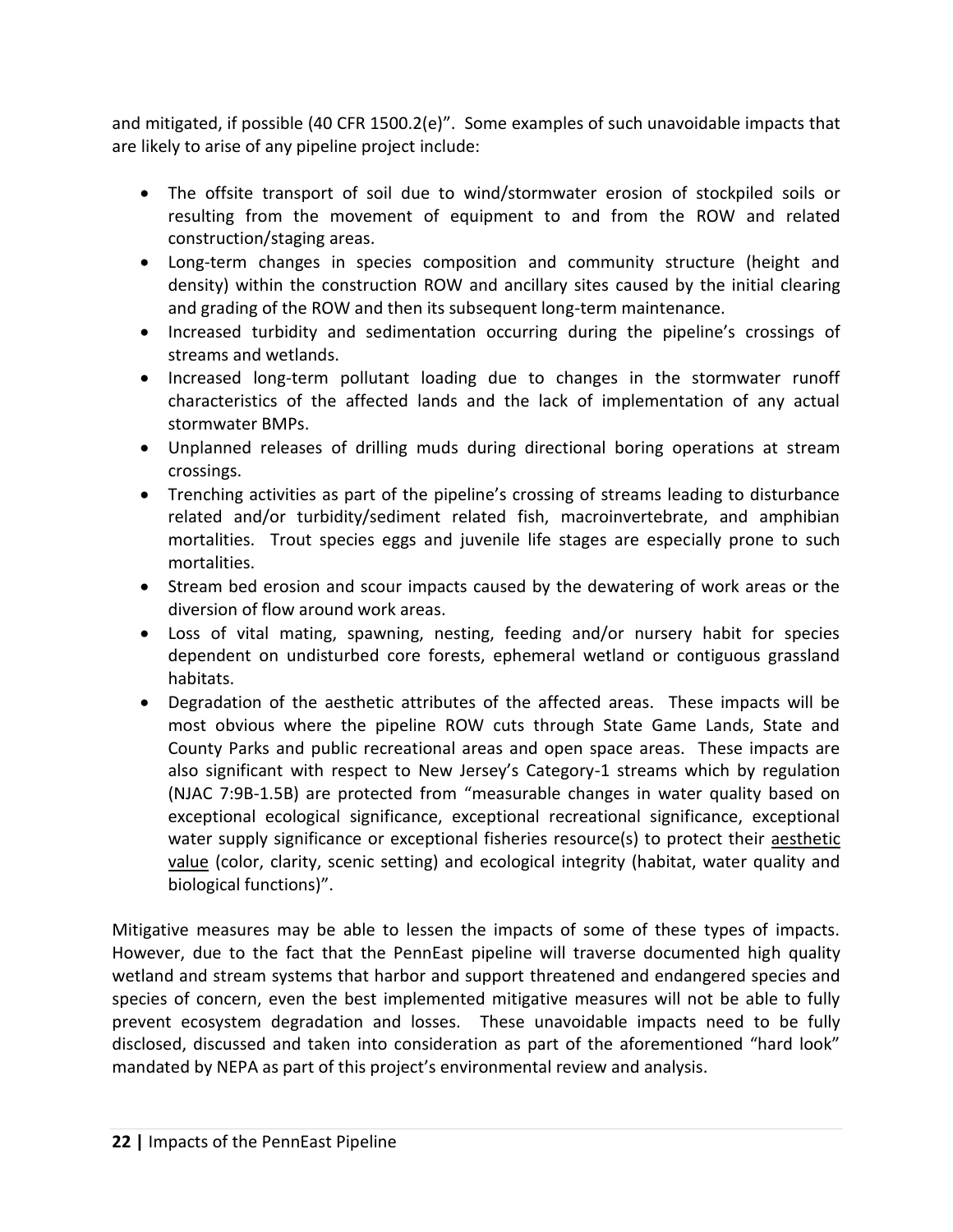and mitigated, if possible (40 CFR 1500.2(e)". Some examples of such unavoidable impacts that are likely to arise of any pipeline project include:

- The offsite transport of soil due to wind/stormwater erosion of stockpiled soils or resulting from the movement of equipment to and from the ROW and related construction/staging areas.
- Long-term changes in species composition and community structure (height and density) within the construction ROW and ancillary sites caused by the initial clearing and grading of the ROW and then its subsequent long-term maintenance.
- Increased turbidity and sedimentation occurring during the pipeline's crossings of streams and wetlands.
- Increased long-term pollutant loading due to changes in the stormwater runoff characteristics of the affected lands and the lack of implementation of any actual stormwater BMPs.
- Unplanned releases of drilling muds during directional boring operations at stream crossings.
- Trenching activities as part of the pipeline's crossing of streams leading to disturbance related and/or turbidity/sediment related fish, macroinvertebrate, and amphibian mortalities. Trout species eggs and juvenile life stages are especially prone to such mortalities.
- Stream bed erosion and scour impacts caused by the dewatering of work areas or the diversion of flow around work areas.
- Loss of vital mating, spawning, nesting, feeding and/or nursery habit for species dependent on undisturbed core forests, ephemeral wetland or contiguous grassland habitats.
- Degradation of the aesthetic attributes of the affected areas. These impacts will be most obvious where the pipeline ROW cuts through State Game Lands, State and County Parks and public recreational areas and open space areas. These impacts are also significant with respect to New Jersey's Category-1 streams which by regulation (NJAC 7:9B-1.5B) are protected from "measurable changes in water quality based on exceptional ecological significance, exceptional recreational significance, exceptional water supply significance or exceptional fisheries resource(s) to protect their <u>aesthetic value</u> (color, clarity, scenic setting) and ecological integrity (habitat, water quality and biological functions)".

Mitigative measures may be able to lessen the impacts of some of these types of impacts. However, due to the fact that the PennEast pipeline will traverse documented high quality wetland and stream systems that harbor and support threatened and endangered species and species of concern, even the best implemented mitigative measures will not be able to fully prevent ecosystem degradation and losses. These unavoidable impacts need to be fully disclosed, discussed and taken into consideration as part of the aforementioned "hard look" mandated by NEPA as part of this project's environmental review and analysis.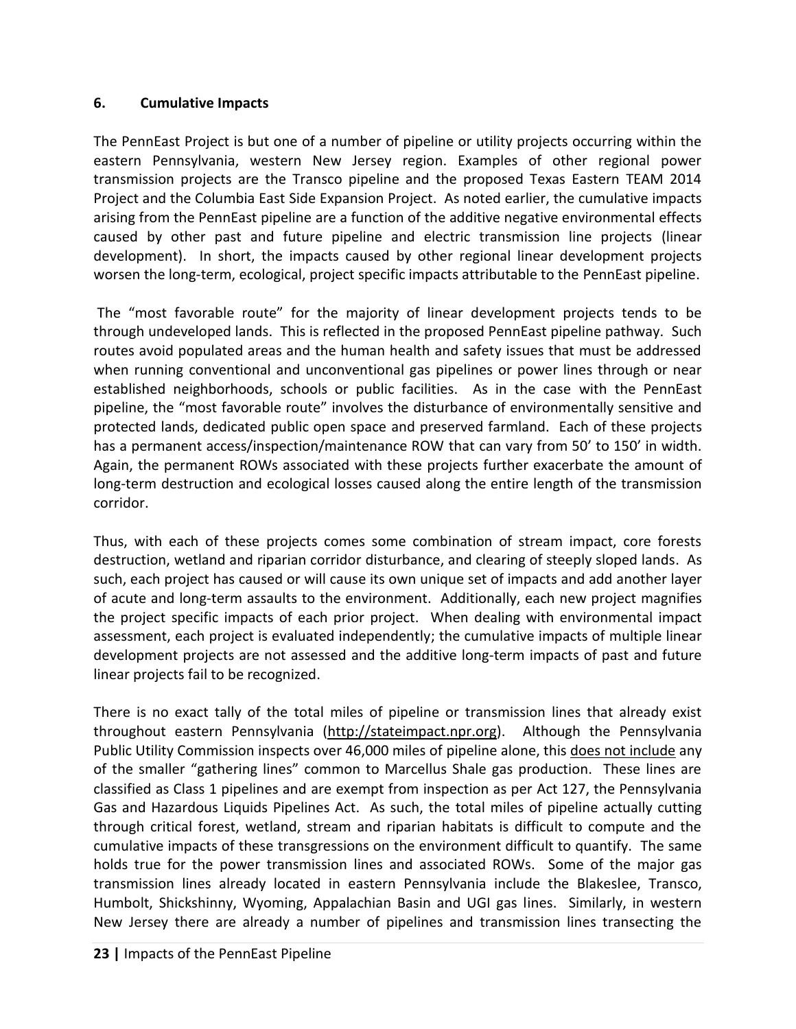## 6. Cumulative Impacts

The PennEast Project is but one of a number of pipeline or utility projects occurring within the eastern Pennsylvania, western New Jersey region. Examples of other regional power transmission projects are the Transco pipeline and the proposed Texas Eastern TEAM 2014 Project and the Columbia East Side Expansion Project. As noted earlier, the cumulative impacts arising from the PennEast pipeline are a function of the additive negative environmental effects caused by other past and future pipeline and electric transmission line projects (linear development). In short, the impacts caused by other regional linear development projects worsen the long-term, ecological, project specific impacts attributable to the PennEast pipeline.

The "most favorable route" for the majority of linear development projects tends to be through undeveloped lands. This is reflected in the proposed PennEast pipeline pathway. Such routes avoid populated areas and the human health and safety issues that must be addressed when running conventional and unconventional gas pipelines or power lines through or near established neighborhoods, schools or public facilities. As in the case with the PennEast pipeline, the "most favorable route" involves the disturbance of environmentally sensitive and protected lands, dedicated public open space and preserved farmland. Each of these projects has a permanent access/inspection/maintenance ROW that can vary from 50' to 150' in width. Again, the permanent ROWs associated with these projects further exacerbate the amount of long-term destruction and ecological losses caused along the entire length of the transmission corridor.

Thus, with each of these projects comes some combination of stream impact, core forests destruction, wetland and riparian corridor disturbance, and clearing of steeply sloped lands. As such, each project has caused or will cause its own unique set of impacts and add another layer of acute and long-term assaults to the environment. Additionally, each new project magnifies the project specific impacts of each prior project. When dealing with environmental impact assessment, each project is evaluated independently; the cumulative impacts of multiple linear development projects are not assessed and the additive long-term impacts of past and future linear projects fail to be recognized.

There is no exact tally of the total miles of pipeline or transmission lines that already exist throughout eastern Pennsylvania (http://stateimpact.npr.org). Although the Pennsylvania Public Utility Commission inspects over 46,000 miles of pipeline alone, this <u>does not include</u> any of the smaller "gathering lines" common to Marcellus Shale gas production. These lines are classified as Class 1 pipelines and are exempt from inspection as per Act 127, the Pennsylvania Gas and Hazardous Liquids Pipelines Act. As such, the total miles of pipeline actually cutting through critical forest, wetland, stream and riparian habitats is difficult to compute and the cumulative impacts of these transgressions on the environment difficult to quantify. The same holds true for the power transmission lines and associated ROWs. Some of the major gas transmission lines already located in eastern Pennsylvania include the Blakeslee, Transco, Humbolt, Shickshinny, Wyoming, Appalachian Basin and UGI gas lines. Similarly, in western New Jersey there are already a number of pipelines and transmission lines transecting the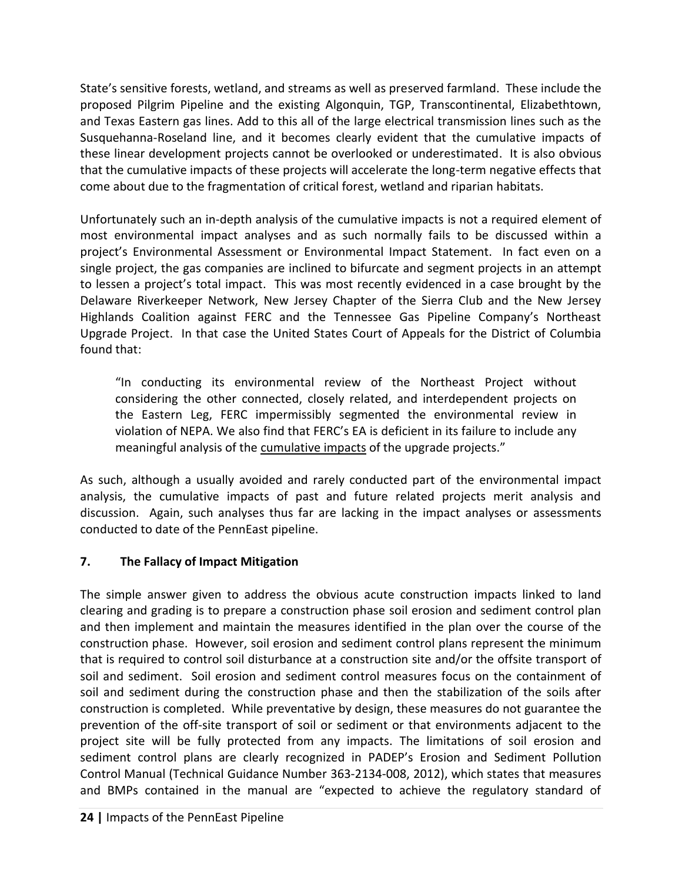State's sensitive forests, wetland, and streams as well as preserved farmland. These include the proposed Pilgrim Pipeline and the existing Algonquin, TGP, Transcontinental, Elizabethtown, and Texas Eastern gas lines. Add to this all of the large electrical transmission lines such as the Susquehanna-Roseland line, and it becomes clearly evident that the cumulative impacts of these linear development projects cannot be overlooked or underestimated. It is also obvious that the cumulative impacts of these projects will accelerate the long-term negative effects that come about due to the fragmentation of critical forest, wetland and riparian habitats.

Unfortunately such an in-depth analysis of the cumulative impacts is not a required element of most environmental impact analyses and as such normally fails to be discussed within a project's Environmental Assessment or Environmental Impact Statement. In fact even on a single project, the gas companies are inclined to bifurcate and segment projects in an attempt to lessen a project's total impact. This was most recently evidenced in a case brought by the Delaware Riverkeeper Network, New Jersey Chapter of the Sierra Club and the New Jersey Highlands Coalition against FERC and the Tennessee Gas Pipeline Company's Northeast Upgrade Project. In that case the United States Court of Appeals for the District of Columbia found that:

> "In conducting its environmental review of the Northeast Project without considering the other connected, closely related, and interdependent projects on the Eastern Leg, FERC impermissibly segmented the environmental review in violation of NEPA. We also find that FERC's EA is deficient in its failure to include any meaningful analysis of the cumulative impacts of the upgrade projects."

As such, although a usually avoided and rarely conducted part of the environmental impact analysis, the cumulative impacts of past and future related projects merit analysis and discussion. Again, such analyses thus far are lacking in the impact analyses or assessments conducted to date of the PennEast pipeline.

## 7. The Fallacy of Impact Mitigation

The simple answer given to address the obvious acute construction impacts linked to land clearing and grading is to prepare a construction phase soil erosion and sediment control plan and then implement and maintain the measures identified in the plan over the course of the construction phase. However, soil erosion and sediment control plans represent the minimum that is required to control soil disturbance at a construction site and/or the offsite transport of soil and sediment. Soil erosion and sediment control measures focus on the containment of soil and sediment during the construction phase and then the stabilization of the soils after construction is completed. While preventative by design, these measures do not guarantee the prevention of the off-site transport of soil or sediment or that environments adjacent to the project site will be fully protected from any impacts. The limitations of soil erosion and sediment control plans are clearly recognized in PADEP's Erosion and Sediment Pollution Control Manual (Technical Guidance Number 363-2134-008, 2012), which states that measures and BMPs contained in the manual are "expected to achieve the regulatory standard of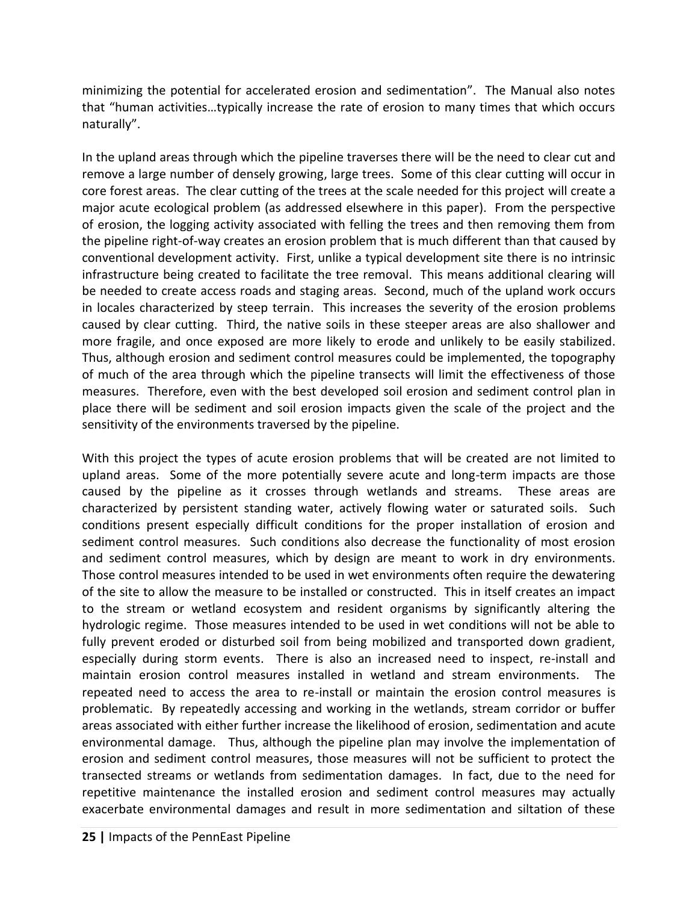minimizing the potential for accelerated erosion and sedimentation". The Manual also notes that "human activities…typically increase the rate of erosion to many times that which occurs naturally".

In the upland areas through which the pipeline traverses there will be the need to clear cut and remove a large number of densely growing, large trees. Some of this clear cutting will occur in core forest areas. The clear cutting of the trees at the scale needed for this project will create a major acute ecological problem (as addressed elsewhere in this paper). From the perspective of erosion, the logging activity associated with felling the trees and then removing them from the pipeline right-of-way creates an erosion problem that is much different than that caused by conventional development activity. First, unlike a typical development site there is no intrinsic infrastructure being created to facilitate the tree removal. This means additional clearing will be needed to create access roads and staging areas. Second, much of the upland work occurs in locales characterized by steep terrain. This increases the severity of the erosion problems caused by clear cutting. Third, the native soils in these steeper areas are also shallower and more fragile, and once exposed are more likely to erode and unlikely to be easily stabilized. Thus, although erosion and sediment control measures could be implemented, the topography of much of the area through which the pipeline transects will limit the effectiveness of those measures. Therefore, even with the best developed soil erosion and sediment control plan in place there will be sediment and soil erosion impacts given the scale of the project and the sensitivity of the environments traversed by the pipeline.

With this project the types of acute erosion problems that will be created are not limited to upland areas. Some of the more potentially severe acute and long-term impacts are those caused by the pipeline as it crosses through wetlands and streams. These areas are characterized by persistent standing water, actively flowing water or saturated soils. Such conditions present especially difficult conditions for the proper installation of erosion and sediment control measures. Such conditions also decrease the functionality of most erosion and sediment control measures, which by design are meant to work in dry environments. Those control measures intended to be used in wet environments often require the dewatering of the site to allow the measure to be installed or constructed. This in itself creates an impact to the stream or wetland ecosystem and resident organisms by significantly altering the hydrologic regime. Those measures intended to be used in wet conditions will not be able to fully prevent eroded or disturbed soil from being mobilized and transported down gradient, especially during storm events. There is also an increased need to inspect, re-install and maintain erosion control measures installed in wetland and stream environments. The repeated need to access the area to re-install or maintain the erosion control measures is problematic. By repeatedly accessing and working in the wetlands, stream corridor or buffer areas associated with either further increase the likelihood of erosion, sedimentation and acute environmental damage. Thus, although the pipeline plan may involve the implementation of erosion and sediment control measures, those measures will not be sufficient to protect the transected streams or wetlands from sedimentation damages. In fact, due to the need for repetitive maintenance the installed erosion and sediment control measures may actually exacerbate environmental damages and result in more sedimentation and siltation of these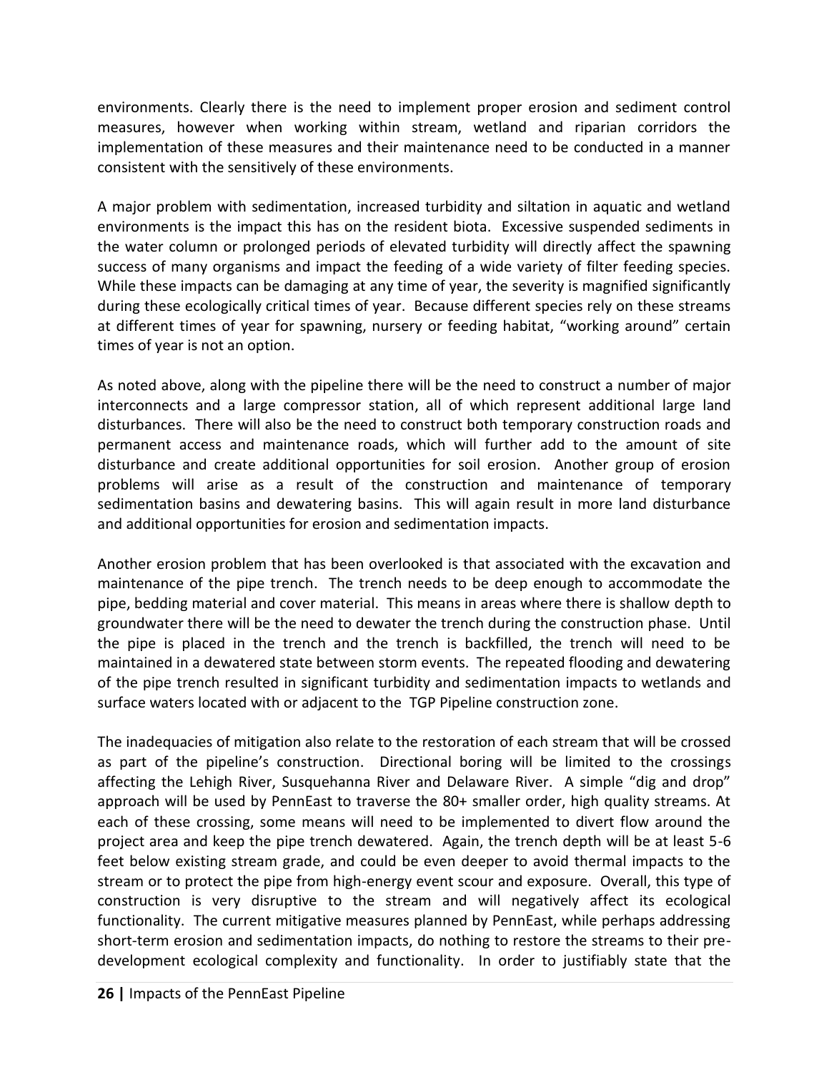environments. Clearly there is the need to implement proper erosion and sediment control measures, however when working within stream, wetland and riparian corridors the implementation of these measures and their maintenance need to be conducted in a manner consistent with the sensitively of these environments.

A major problem with sedimentation, increased turbidity and siltation in aquatic and wetland environments is the impact this has on the resident biota. Excessive suspended sediments in the water column or prolonged periods of elevated turbidity will directly affect the spawning success of many organisms and impact the feeding of a wide variety of filter feeding species. While these impacts can be damaging at any time of year, the severity is magnified significantly during these ecologically critical times of year. Because different species rely on these streams at different times of year for spawning, nursery or feeding habitat, "working around" certain times of year is not an option.

As noted above, along with the pipeline there will be the need to construct a number of major interconnects and a large compressor station, all of which represent additional large land disturbances. There will also be the need to construct both temporary construction roads and permanent access and maintenance roads, which will further add to the amount of site disturbance and create additional opportunities for soil erosion. Another group of erosion problems will arise as a result of the construction and maintenance of temporary sedimentation basins and dewatering basins. This will again result in more land disturbance and additional opportunities for erosion and sedimentation impacts.

Another erosion problem that has been overlooked is that associated with the excavation and maintenance of the pipe trench. The trench needs to be deep enough to accommodate the pipe, bedding material and cover material. This means in areas where there is shallow depth to groundwater there will be the need to dewater the trench during the construction phase. Until the pipe is placed in the trench and the trench is backfilled, the trench will need to be maintained in a dewatered state between storm events. The repeated flooding and dewatering of the pipe trench resulted in significant turbidity and sedimentation impacts to wetlands and surface waters located with or adjacent to the TGP Pipeline construction zone.

The inadequacies of mitigation also relate to the restoration of each stream that will be crossed as part of the pipeline's construction. Directional boring will be limited to the crossings affecting the Lehigh River, Susquehanna River and Delaware River. A simple "dig and drop" approach will be used by PennEast to traverse the 80+ smaller order, high quality streams. At each of these crossing, some means will need to be implemented to divert flow around the project area and keep the pipe trench dewatered. Again, the trench depth will be at least 5-6 feet below existing stream grade, and could be even deeper to avoid thermal impacts to the stream or to protect the pipe from high-energy event scour and exposure. Overall, this type of construction is very disruptive to the stream and will negatively affect its ecological functionality. The current mitigative measures planned by PennEast, while perhaps addressing short-term erosion and sedimentation impacts, do nothing to restore the streams to their pre-development ecological complexity and functionality. In order to justifiably state that the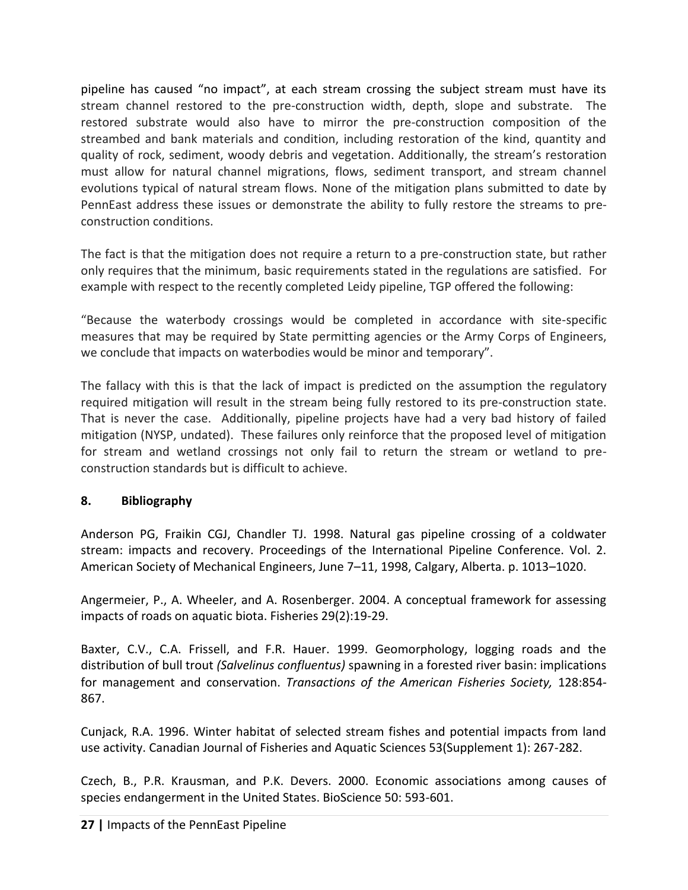pipeline has caused "no impact", at each stream crossing the subject stream must have its stream channel restored to the pre-construction width, depth, slope and substrate. The restored substrate would also have to mirror the pre-construction composition of the streambed and bank materials and condition, including restoration of the kind, quantity and quality of rock, sediment, woody debris and vegetation. Additionally, the stream's restoration must allow for natural channel migrations, flows, sediment transport, and stream channel evolutions typical of natural stream flows. None of the mitigation plans submitted to date by PennEast address these issues or demonstrate the ability to fully restore the streams to pre-construction conditions.

The fact is that the mitigation does not require a return to a pre-construction state, but rather only requires that the minimum, basic requirements stated in the regulations are satisfied. For example with respect to the recently completed Leidy pipeline, TGP offered the following:

"Because the waterbody crossings would be completed in accordance with site-specific measures that may be required by State permitting agencies or the Army Corps of Engineers, we conclude that impacts on waterbodies would be minor and temporary".

The fallacy with this is that the lack of impact is predicted on the assumption the regulatory required mitigation will result in the stream being fully restored to its pre-construction state. That is never the case. Additionally, pipeline projects have had a very bad history of failed mitigation (NYSP, undated). These failures only reinforce that the proposed level of mitigation for stream and wetland crossings not only fail to return the stream or wetland to pre-construction standards but is difficult to achieve.

## 8. Bibliography

Anderson PG, Fraikin CGJ, Chandler TJ. 1998. Natural gas pipeline crossing of a coldwater stream: impacts and recovery. Proceedings of the International Pipeline Conference. Vol. 2. American Society of Mechanical Engineers, June 7–11, 1998, Calgary, Alberta. p. 1013–1020.

Angermeier, P., A. Wheeler, and A. Rosenberger. 2004. A conceptual framework for assessing impacts of roads on aquatic biota. Fisheries 29(2):19-29.

Baxter, C.V., C.A. Frissell, and F.R. Hauer. 1999. Geomorphology, logging roads and the distribution of bull trout *(Salvelinus confluentus)* spawning in a forested river basin: implications for management and conservation. *Transactions of the American Fisheries Society,* 128:854-867.

Cunjack, R.A. 1996. Winter habitat of selected stream fishes and potential impacts from land use activity. Canadian Journal of Fisheries and Aquatic Sciences 53(Supplement 1): 267-282.

Czech, B., P.R. Krausman, and P.K. Devers. 2000. Economic associations among causes of species endangerment in the United States. BioScience 50: 593-601.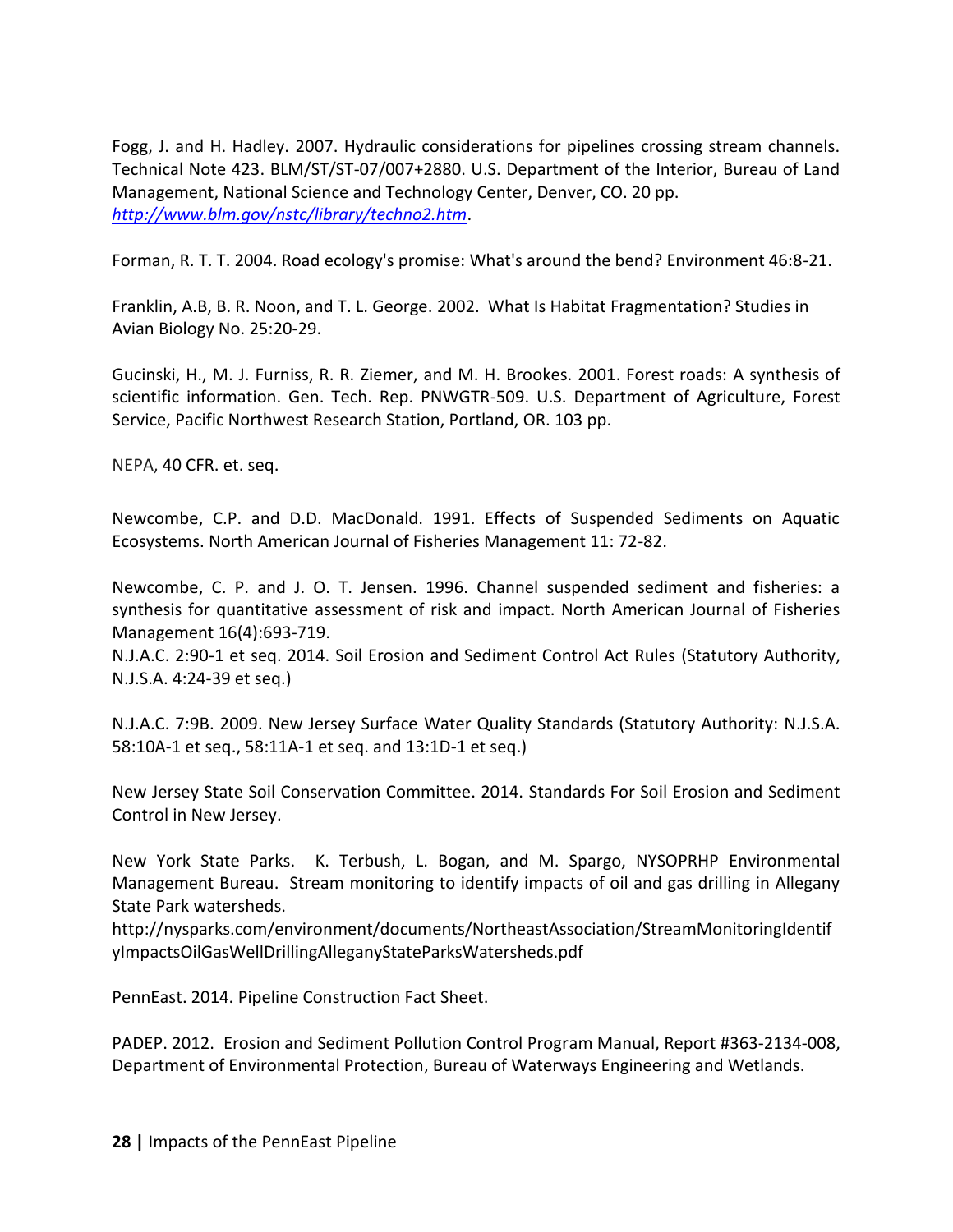Fogg, J. and H. Hadley. 2007. Hydraulic considerations for pipelines crossing stream channels. Technical Note 423. BLM/ST/ST-07/007+2880. U.S. Department of the Interior, Bureau of Land Management, National Science and Technology Center, Denver, CO. 20 pp. *http://www.blm.gov/nstc/library/techno2.htm*.

Forman, R. T. T. 2004. Road ecology's promise: What's around the bend? Environment 46:8-21.

Franklin, A.B, B. R. Noon, and T. L. George. 2002. What Is Habitat Fragmentation? Studies in Avian Biology No. 25:20-29.

Gucinski, H., M. J. Furniss, R. R. Ziemer, and M. H. Brookes. 2001. Forest roads: A synthesis of scientific information. Gen. Tech. Rep. PNWGTR-509. U.S. Department of Agriculture, Forest Service, Pacific Northwest Research Station, Portland, OR. 103 pp.

NEPA, 40 CFR. et. seq.

Newcombe, C.P. and D.D. MacDonald. 1991. Effects of Suspended Sediments on Aquatic Ecosystems. North American Journal of Fisheries Management 11: 72-82.

Newcombe, C. P. and J. O. T. Jensen. 1996. Channel suspended sediment and fisheries: a synthesis for quantitative assessment of risk and impact. North American Journal of Fisheries Management 16(4):693-719.
N.J.A.C. 2:90-1 et seq. 2014. Soil Erosion and Sediment Control Act Rules (Statutory Authority, N.J.S.A. 4:24-39 et seq.)

N.J.A.C. 7:9B. 2009. New Jersey Surface Water Quality Standards (Statutory Authority: N.J.S.A. 58:10A-1 et seq., 58:11A-1 et seq. and 13:1D-1 et seq.)

New Jersey State Soil Conservation Committee. 2014. Standards For Soil Erosion and Sediment Control in New Jersey.

New York State Parks. K. Terbush, L. Bogan, and M. Spargo, NYSOPRHP Environmental Management Bureau. Stream monitoring to identify impacts of oil and gas drilling in Allegany State Park watersheds.
http://nysparks.com/environment/documents/NortheastAssociation/StreamMonitoringIdentifyImpactsOilGasWellDrillingAlleganyStateParksWatersheds.pdf

PennEast. 2014. Pipeline Construction Fact Sheet.

PADEP. 2012. Erosion and Sediment Pollution Control Program Manual, Report #363-2134-008, Department of Environmental Protection, Bureau of Waterways Engineering and Wetlands.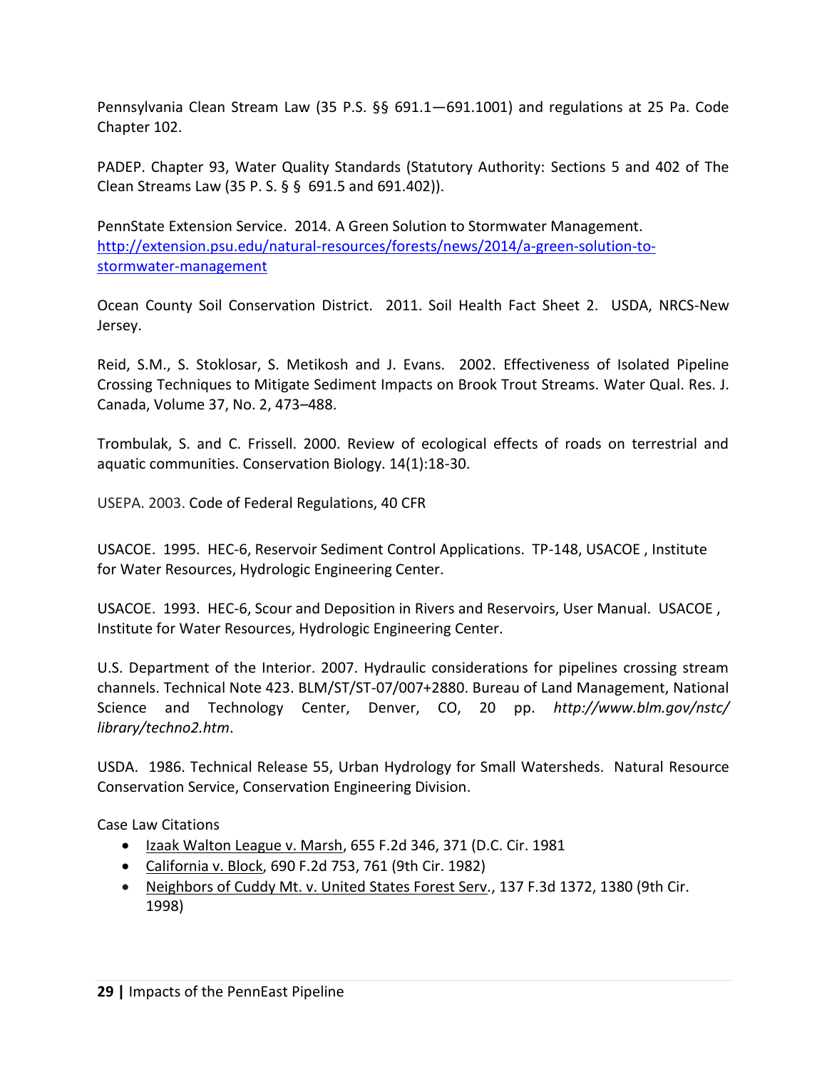Pennsylvania Clean Stream Law (35 P.S. §§ 691.1—691.1001) and regulations at 25 Pa. Code Chapter 102.

PADEP. Chapter 93, Water Quality Standards (Statutory Authority: Sections 5 and 402 of The Clean Streams Law (35 P. S. § § 691.5 and 691.402)).

PennState Extension Service. 2014. A Green Solution to Stormwater Management. http://extension.psu.edu/natural-resources/forests/news/2014/a-green-solution-to-stormwater-management

Ocean County Soil Conservation District. 2011. Soil Health Fact Sheet 2. USDA, NRCS-New Jersey.

Reid, S.M., S. Stoklosar, S. Metikosh and J. Evans. 2002. Effectiveness of Isolated Pipeline Crossing Techniques to Mitigate Sediment Impacts on Brook Trout Streams. Water Qual. Res. J. Canada, Volume 37, No. 2, 473–488.

Trombulak, S. and C. Frissell. 2000. Review of ecological effects of roads on terrestrial and aquatic communities. Conservation Biology. 14(1):18-30.

USEPA. 2003. Code of Federal Regulations, 40 CFR

USACOE. 1995. HEC-6, Reservoir Sediment Control Applications. TP-148, USACOE , Institute for Water Resources, Hydrologic Engineering Center.

USACOE. 1993. HEC-6, Scour and Deposition in Rivers and Reservoirs, User Manual. USACOE , Institute for Water Resources, Hydrologic Engineering Center.

U.S. Department of the Interior. 2007. Hydraulic considerations for pipelines crossing stream channels. Technical Note 423. BLM/ST/ST-07/007+2880. Bureau of Land Management, National Science and Technology Center, Denver, CO, 20 pp. *http://www.blm.gov/nstc/library/techno2.htm*.

USDA. 1986. Technical Release 55, Urban Hydrology for Small Watersheds. Natural Resource Conservation Service, Conservation Engineering Division.

Case Law Citations

- Izaak Walton League v. Marsh, 655 F.2d 346, 371 (D.C. Cir. 1981
- California v. Block, 690 F.2d 753, 761 (9th Cir. 1982)
- Neighbors of Cuddy Mt. v. United States Forest Serv., 137 F.3d 1372, 1380 (9th Cir. 1998)